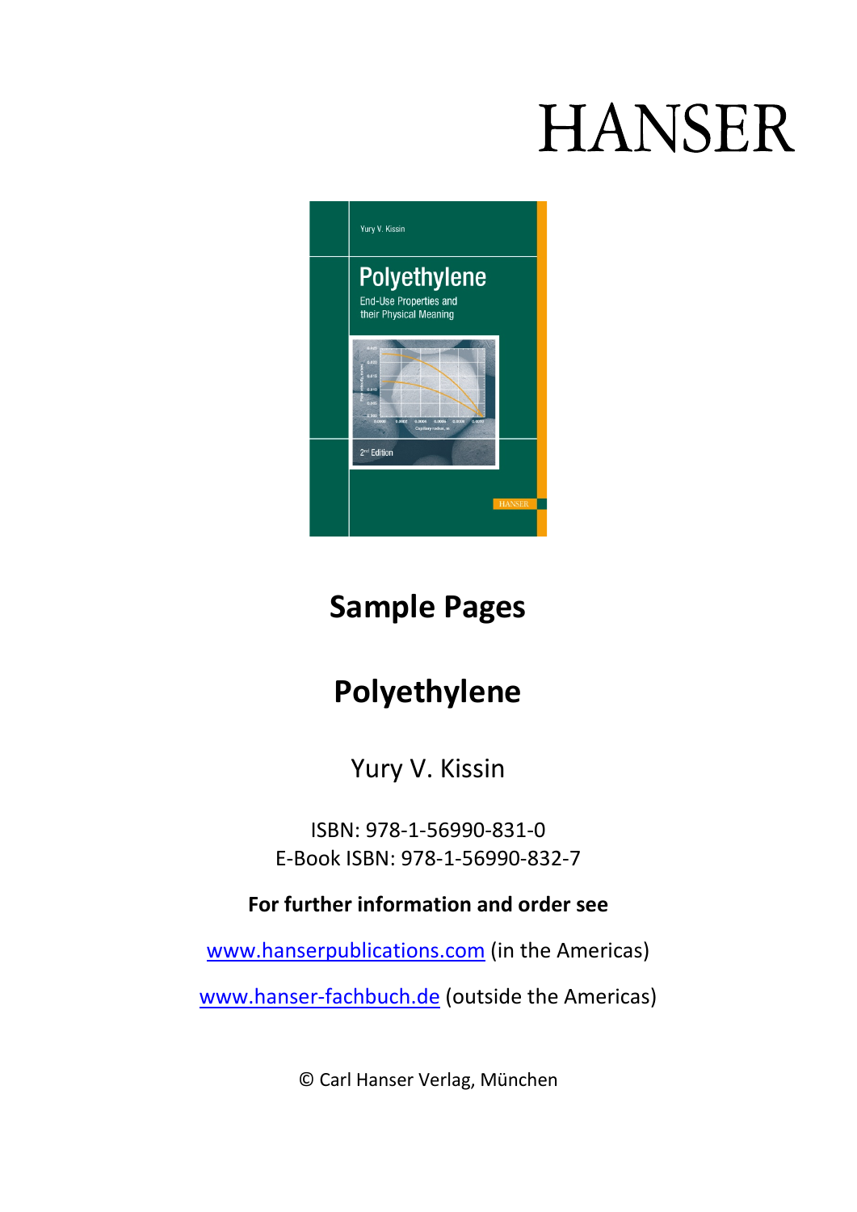HANSER

# Sample Pages

# Polyethylene

Yury V. Kissin

ISBN: 978-1-56990-831-0
E-Book ISBN: 978-1-56990-832-7

**For further information and order see**

www.hanserpublications.com (in the Americas)

www.hanser-fachbuch.de (outside the Americas)

© Carl Hanser Verlag, München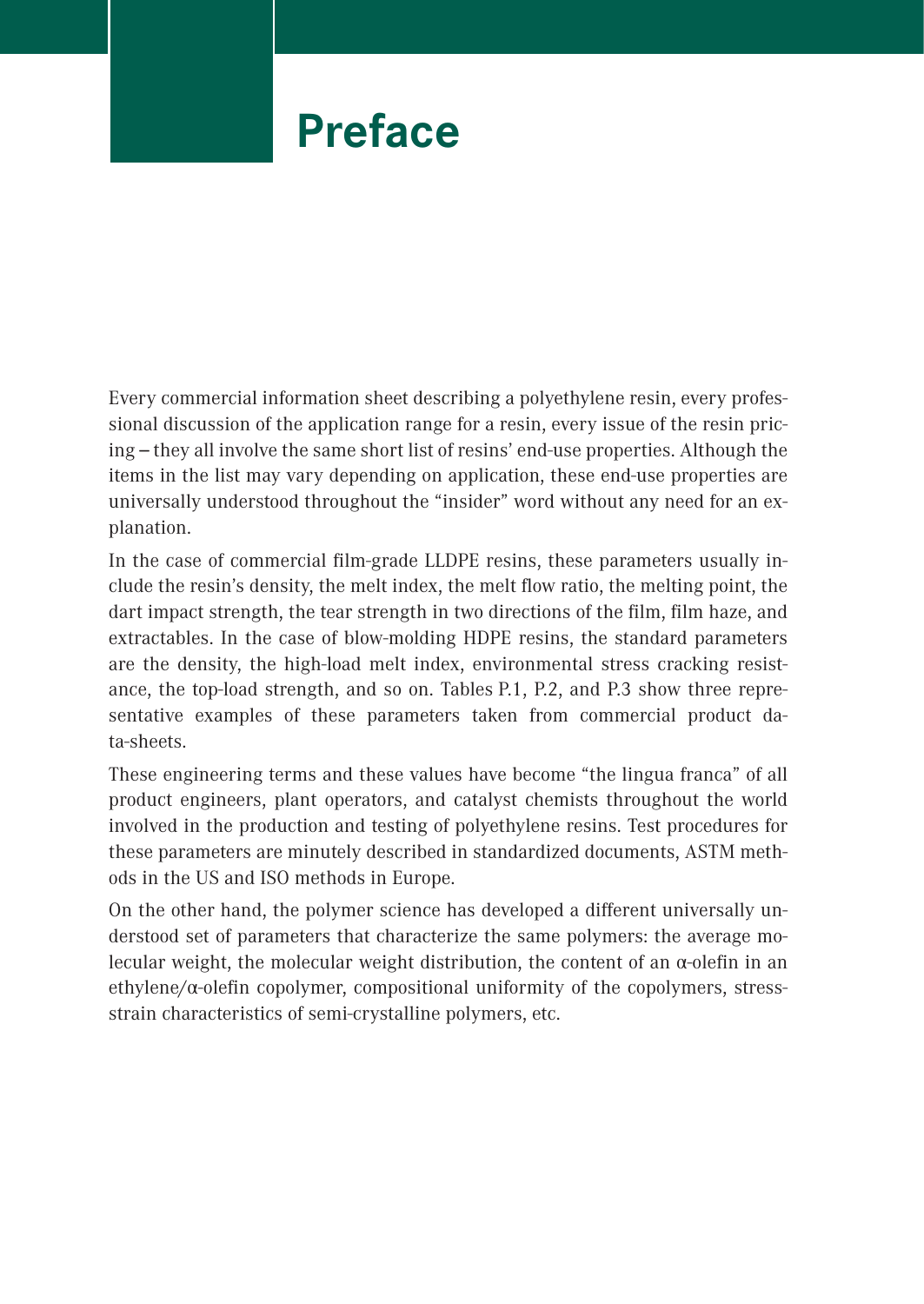# Preface

Every commercial information sheet describing a polyethylene resin, every professional discussion of the application range for a resin, every issue of the resin pricing – they all involve the same short list of resins' end-use properties. Although the items in the list may vary depending on application, these end-use properties are universally understood throughout the "insider" word without any need for an explanation.

In the case of commercial film-grade LLDPE resins, these parameters usually include the resin's density, the melt index, the melt flow ratio, the melting point, the dart impact strength, the tear strength in two directions of the film, film haze, and extractables. In the case of blow-molding HDPE resins, the standard parameters are the density, the high-load melt index, environmental stress cracking resistance, the top-load strength, and so on. Tables P.1, P.2, and P.3 show three representative examples of these parameters taken from commercial product data-sheets.

These engineering terms and these values have become "the lingua franca" of all product engineers, plant operators, and catalyst chemists throughout the world involved in the production and testing of polyethylene resins. Test procedures for these parameters are minutely described in standardized documents, ASTM methods in the US and ISO methods in Europe.

On the other hand, the polymer science has developed a different universally understood set of parameters that characterize the same polymers: the average molecular weight, the molecular weight distribution, the content of an α-olefin in an ethylene/α-olefin copolymer, compositional uniformity of the copolymers, stress-strain characteristics of semi-crystalline polymers, etc.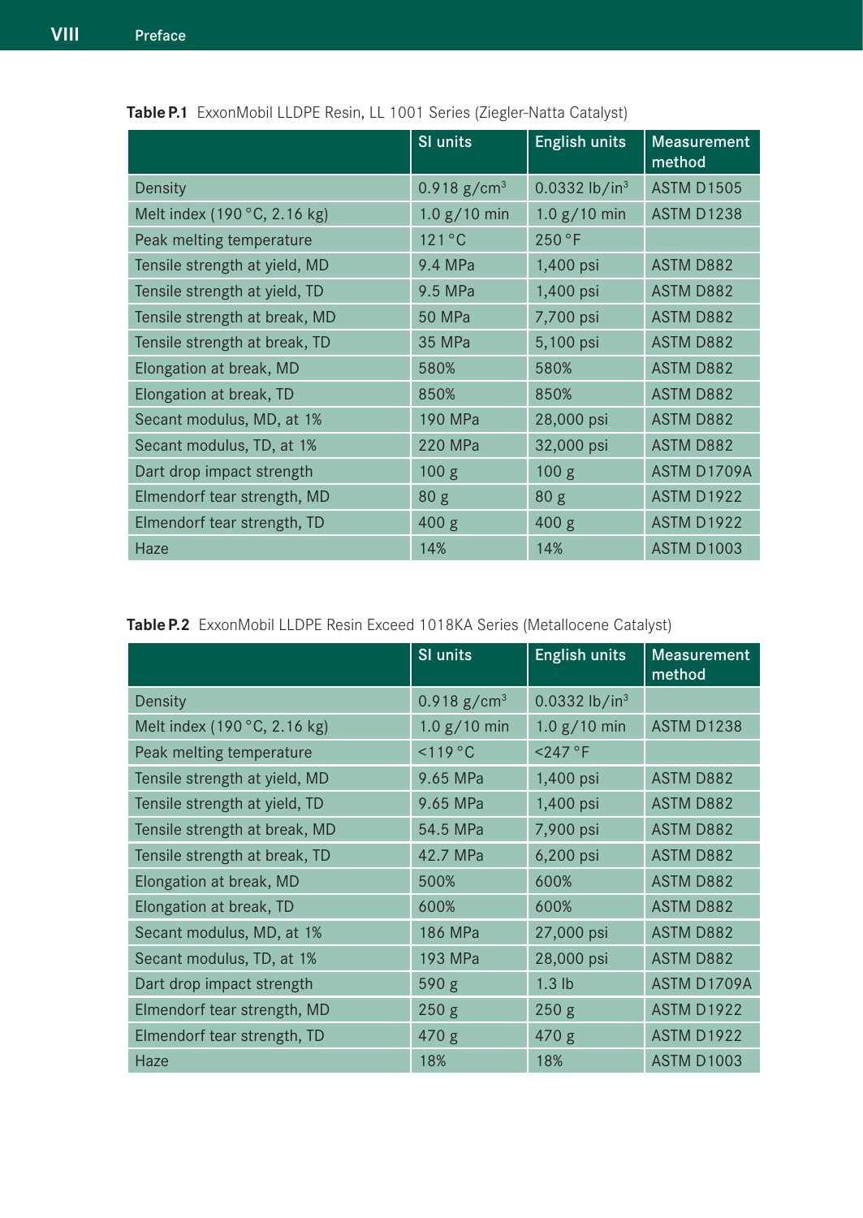**Table P.1** ExxonMobil LLDPE Resin, LL 1001 Series (Ziegler-Natta Catalyst)

| | SI units | English units | Measurement method |
|---|---|---|---|
| Density | 0.918 g/cm$^3$ | 0.0332 lb/in$^3$ | ASTM D1505 |
| Melt index (190 °C, 2.16 kg) | 1.0 g/10 min | 1.0 g/10 min | ASTM D1238 |
| Peak melting temperature | 121 °C | 250 °F | |
| Tensile strength at yield, MD | 9.4 MPa | 1,400 psi | ASTM D882 |
| Tensile strength at yield, TD | 9.5 MPa | 1,400 psi | ASTM D882 |
| Tensile strength at break, MD | 50 MPa | 7,700 psi | ASTM D882 |
| Tensile strength at break, TD | 35 MPa | 5,100 psi | ASTM D882 |
| Elongation at break, MD | 580% | 580% | ASTM D882 |
| Elongation at break, TD | 850% | 850% | ASTM D882 |
| Secant modulus, MD, at 1% | 190 MPa | 28,000 psi | ASTM D882 |
| Secant modulus, TD, at 1% | 220 MPa | 32,000 psi | ASTM D882 |
| Dart drop impact strength | 100 g | 100 g | ASTM D1709A |
| Elmendorf tear strength, MD | 80 g | 80 g | ASTM D1922 |
| Elmendorf tear strength, TD | 400 g | 400 g | ASTM D1922 |
| Haze | 14% | 14% | ASTM D1003 |

**Table P.2** ExxonMobil LLDPE Resin Exceed 1018KA Series (Metallocene Catalyst)

| | SI units | English units | Measurement method |
|---|---|---|---|
| Density | 0.918 g/cm$^3$ | 0.0332 lb/in$^3$ | |
| Melt index (190 °C, 2.16 kg) | 1.0 g/10 min | 1.0 g/10 min | ASTM D1238 |
| Peak melting temperature | <119 °C | <247 °F | |
| Tensile strength at yield, MD | 9.65 MPa | 1,400 psi | ASTM D882 |
| Tensile strength at yield, TD | 9.65 MPa | 1,400 psi | ASTM D882 |
| Tensile strength at break, MD | 54.5 MPa | 7,900 psi | ASTM D882 |
| Tensile strength at break, TD | 42.7 MPa | 6,200 psi | ASTM D882 |
| Elongation at break, MD | 500% | 600% | ASTM D882 |
| Elongation at break, TD | 600% | 600% | ASTM D882 |
| Secant modulus, MD, at 1% | 186 MPa | 27,000 psi | ASTM D882 |
| Secant modulus, TD, at 1% | 193 MPa | 28,000 psi | ASTM D882 |
| Dart drop impact strength | 590 g | 1.3 lb | ASTM D1709A |
| Elmendorf tear strength, MD | 250 g | 250 g | ASTM D1922 |
| Elmendorf tear strength, TD | 470 g | 470 g | ASTM D1922 |
| Haze | 18% | 18% | ASTM D1003 |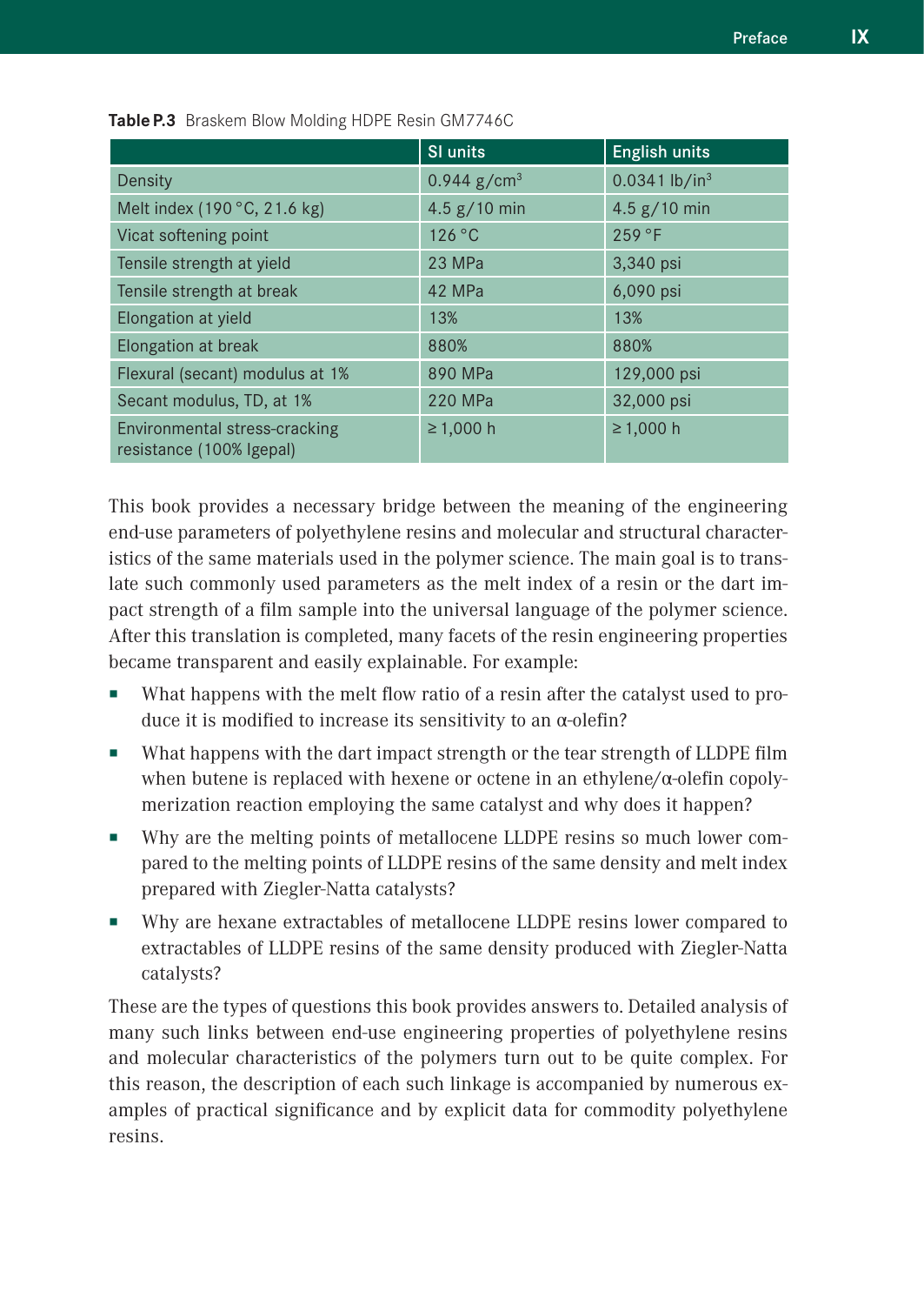**Table P.3** Braskem Blow Molding HDPE Resin GM7746C

| | SI units | English units |
|---|---|---|
| Density | 0.944 g/cm$^3$ | 0.0341 lb/in$^3$ |
| Melt index (190 °C, 21.6 kg) | 4.5 g/10 min | 4.5 g/10 min |
| Vicat softening point | 126 °C | 259 °F |
| Tensile strength at yield | 23 MPa | 3,340 psi |
| Tensile strength at break | 42 MPa | 6,090 psi |
| Elongation at yield | 13% | 13% |
| Elongation at break | 880% | 880% |
| Flexural (secant) modulus at 1% | 890 MPa | 129,000 psi |
| Secant modulus, TD, at 1% | 220 MPa | 32,000 psi |
| Environmental stress-cracking resistance (100% Igepal) | ≥ 1,000 h | ≥ 1,000 h |

This book provides a necessary bridge between the meaning of the engineering end-use parameters of polyethylene resins and molecular and structural characteristics of the same materials used in the polymer science. The main goal is to translate such commonly used parameters as the melt index of a resin or the dart impact strength of a film sample into the universal language of the polymer science. After this translation is completed, many facets of the resin engineering properties became transparent and easily explainable. For example:

- What happens with the melt flow ratio of a resin after the catalyst used to produce it is modified to increase its sensitivity to an α-olefin?
- What happens with the dart impact strength or the tear strength of LLDPE film when butene is replaced with hexene or octene in an ethylene/α-olefin copolymerization reaction employing the same catalyst and why does it happen?
- Why are the melting points of metallocene LLDPE resins so much lower compared to the melting points of LLDPE resins of the same density and melt index prepared with Ziegler-Natta catalysts?
- Why are hexane extractables of metallocene LLDPE resins lower compared to extractables of LLDPE resins of the same density produced with Ziegler-Natta catalysts?

These are the types of questions this book provides answers to. Detailed analysis of many such links between end-use engineering properties of polyethylene resins and molecular characteristics of the polymers turn out to be quite complex. For this reason, the description of each such linkage is accompanied by numerous examples of practical significance and by explicit data for commodity polyethylene resins.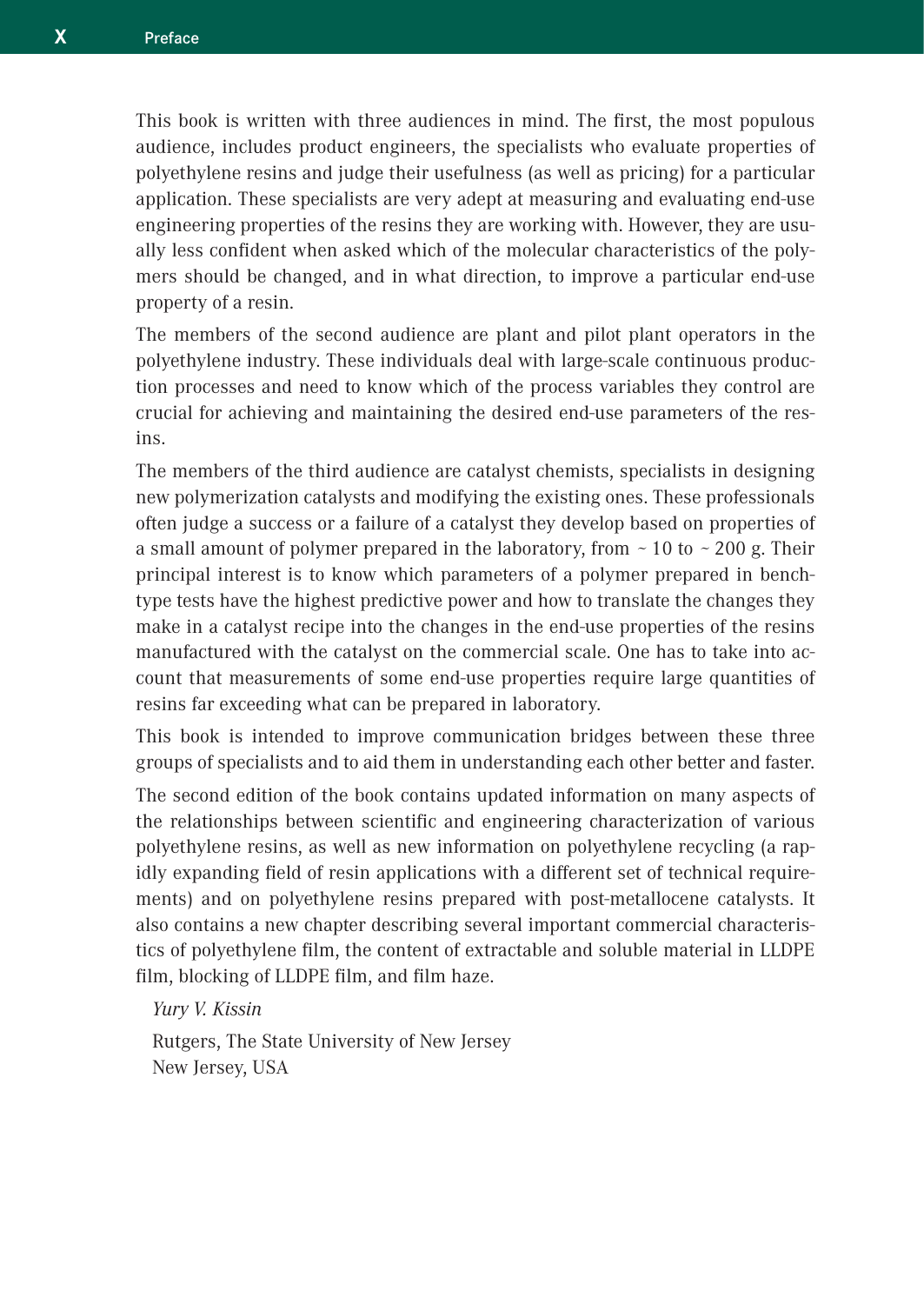This book is written with three audiences in mind. The first, the most populous audience, includes product engineers, the specialists who evaluate properties of polyethylene resins and judge their usefulness (as well as pricing) for a particular application. These specialists are very adept at measuring and evaluating end-use engineering properties of the resins they are working with. However, they are usually less confident when asked which of the molecular characteristics of the polymers should be changed, and in what direction, to improve a particular end-use property of a resin.

The members of the second audience are plant and pilot plant operators in the polyethylene industry. These individuals deal with large-scale continuous production processes and need to know which of the process variables they control are crucial for achieving and maintaining the desired end-use parameters of the resins.

The members of the third audience are catalyst chemists, specialists in designing new polymerization catalysts and modifying the existing ones. These professionals often judge a success or a failure of a catalyst they develop based on properties of a small amount of polymer prepared in the laboratory, from ~ 10 to ~ 200 g. Their principal interest is to know which parameters of a polymer prepared in bench-type tests have the highest predictive power and how to translate the changes they make in a catalyst recipe into the changes in the end-use properties of the resins manufactured with the catalyst on the commercial scale. One has to take into account that measurements of some end-use properties require large quantities of resins far exceeding what can be prepared in laboratory.

This book is intended to improve communication bridges between these three groups of specialists and to aid them in understanding each other better and faster.

The second edition of the book contains updated information on many aspects of the relationships between scientific and engineering characterization of various polyethylene resins, as well as new information on polyethylene recycling (a rapidly expanding field of resin applications with a different set of technical requirements) and on polyethylene resins prepared with post-metallocene catalysts. It also contains a new chapter describing several important commercial characteristics of polyethylene film, the content of extractable and soluble material in LLDPE film, blocking of LLDPE film, and film haze.

*Yury V. Kissin*

Rutgers, The State University of New Jersey
New Jersey, USA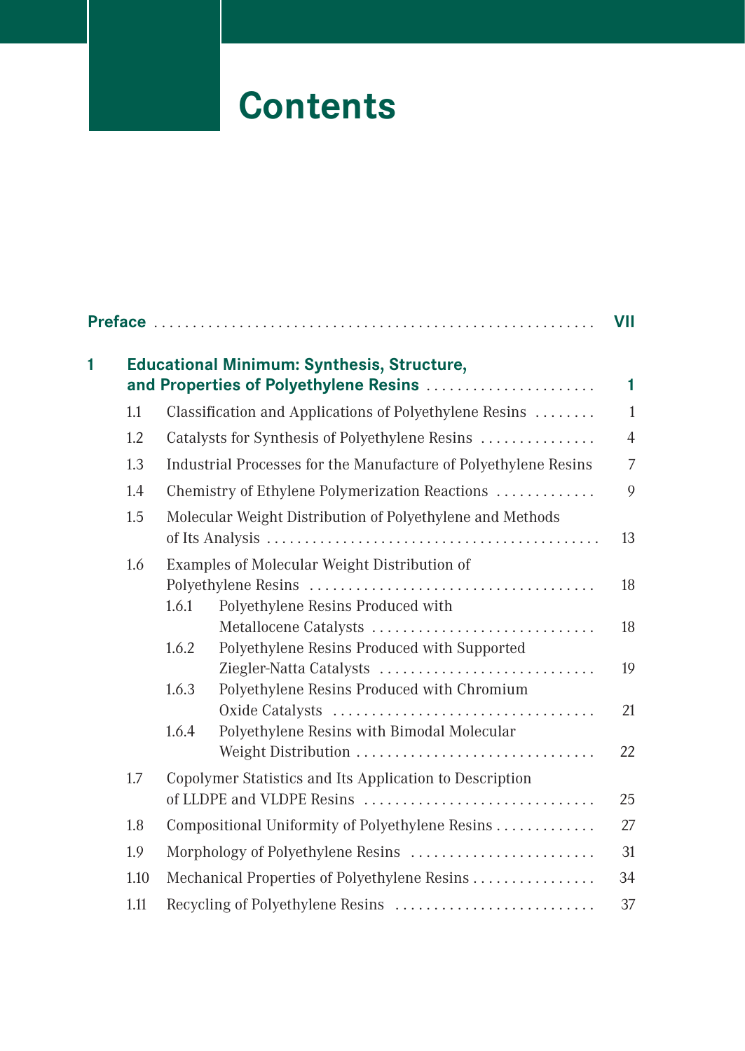# Contents

**Preface** . . . . . . . . . . . . . . . . . . . . . . . . . . . . . . . . . . . . . . . . . . . . . . . . . . . . . . . . **VII**

**1 Educational Minimum: Synthesis, Structure, and Properties of Polyethylene Resins** . . . . . . . . . . . . . . . . . . . . . . **1**

1.1 Classification and Applications of Polyethylene Resins . . . . . . . . 1

1.2 Catalysts for Synthesis of Polyethylene Resins . . . . . . . . . . . . . . . 4

1.3 Industrial Processes for the Manufacture of Polyethylene Resins 7

1.4 Chemistry of Ethylene Polymerization Reactions . . . . . . . . . . . . . 9

1.5 Molecular Weight Distribution of Polyethylene and Methods of Its Analysis . . . . . . . . . . . . . . . . . . . . . . . . . . . . . . . . . . . . . . . . . . . 13

1.6 Examples of Molecular Weight Distribution of Polyethylene Resins . . . . . . . . . . . . . . . . . . . . . . . . . . . . . . . . . . . . . 18

1.6.1 Polyethylene Resins Produced with Metallocene Catalysts . . . . . . . . . . . . . . . . . . . . . . . . . . . . . 18

1.6.2 Polyethylene Resins Produced with Supported Ziegler-Natta Catalysts . . . . . . . . . . . . . . . . . . . . . . . . . . . . 19

1.6.3 Polyethylene Resins Produced with Chromium Oxide Catalysts . . . . . . . . . . . . . . . . . . . . . . . . . . . . . . . . . . 21

1.6.4 Polyethylene Resins with Bimodal Molecular Weight Distribution . . . . . . . . . . . . . . . . . . . . . . . . . . . . . . . 22

1.7 Copolymer Statistics and Its Application to Description of LLDPE and VLDPE Resins . . . . . . . . . . . . . . . . . . . . . . . . . . . . . . . 25

1.8 Compositional Uniformity of Polyethylene Resins . . . . . . . . . . . . . 27

1.9 Morphology of Polyethylene Resins . . . . . . . . . . . . . . . . . . . . . . . . 31

1.10 Mechanical Properties of Polyethylene Resins . . . . . . . . . . . . . . . . 34

1.11 Recycling of Polyethylene Resins . . . . . . . . . . . . . . . . . . . . . . . . . . 37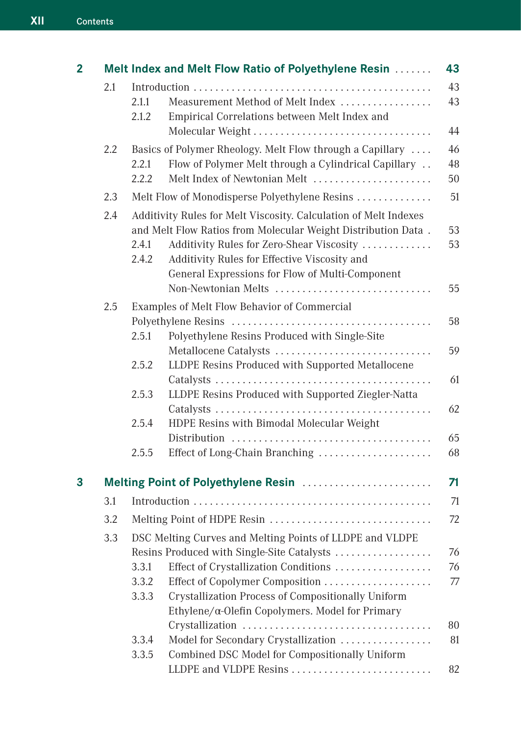**2 Melt Index and Melt Flow Ratio of Polyethylene Resin** ....... **43**

2.1 Introduction ... 43

2.1.1 Measurement Method of Melt Index ... 43

2.1.2 Empirical Correlations between Melt Index and Molecular Weight ... 44

2.2 Basics of Polymer Rheology. Melt Flow through a Capillary ... 46

2.2.1 Flow of Polymer Melt through a Cylindrical Capillary ... 48

2.2.2 Melt Index of Newtonian Melt ... 50

2.3 Melt Flow of Monodisperse Polyethylene Resins ... 51

2.4 Additivity Rules for Melt Viscosity. Calculation of Melt Indexes and Melt Flow Ratios from Molecular Weight Distribution Data . 53

2.4.1 Additivity Rules for Zero-Shear Viscosity ... 53

2.4.2 Additivity Rules for Effective Viscosity and General Expressions for Flow of Multi-Component Non-Newtonian Melts ... 55

2.5 Examples of Melt Flow Behavior of Commercial Polyethylene Resins ... 58

2.5.1 Polyethylene Resins Produced with Single-Site Metallocene Catalysts ... 59

2.5.2 LLDPE Resins Produced with Supported Metallocene Catalysts ... 61

2.5.3 LLDPE Resins Produced with Supported Ziegler-Natta Catalysts ... 62

2.5.4 HDPE Resins with Bimodal Molecular Weight Distribution ... 65

2.5.5 Effect of Long-Chain Branching ... 68

**3 Melting Point of Polyethylene Resin** ....... **71**

3.1 Introduction ... 71

3.2 Melting Point of HDPE Resin ... 72

3.3 DSC Melting Curves and Melting Points of LLDPE and VLDPE Resins Produced with Single-Site Catalysts ... 76

3.3.1 Effect of Crystallization Conditions ... 76

3.3.2 Effect of Copolymer Composition ... 77

3.3.3 Crystallization Process of Compositionally Uniform Ethylene/α-Olefin Copolymers. Model for Primary Crystallization ... 80

3.3.4 Model for Secondary Crystallization ... 81

3.3.5 Combined DSC Model for Compositionally Uniform LLDPE and VLDPE Resins ... 82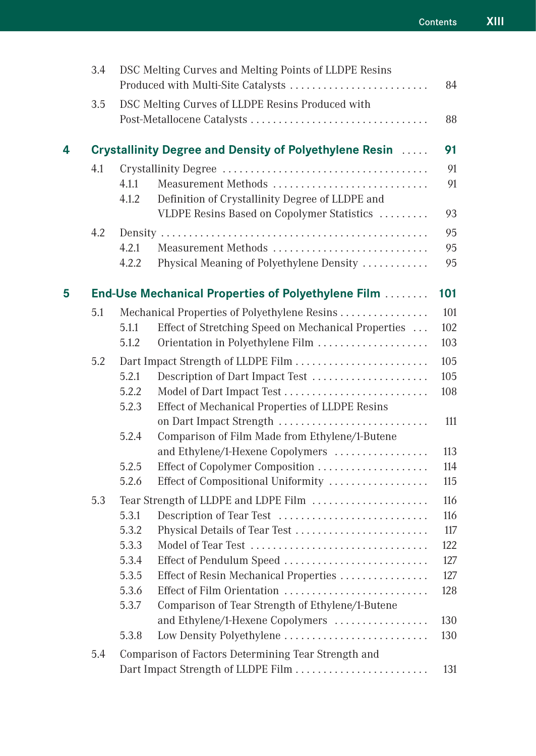3.4 DSC Melting Curves and Melting Points of LLDPE Resins Produced with Multi-Site Catalysts . . . . . . . . . . . . . . . . . . . . . . . . . 84

3.5 DSC Melting Curves of LLDPE Resins Produced with Post-Metallocene Catalysts . . . . . . . . . . . . . . . . . . . . . . . . . . . . . . . 88

**4 Crystallinity Degree and Density of Polyethylene Resin . . . . . 91**

4.1 Crystallinity Degree . . . . . . . . . . . . . . . . . . . . . . . . . . . . . . . . . . . . 91

4.1.1 Measurement Methods . . . . . . . . . . . . . . . . . . . . . . . . . . . . 91

4.1.2 Definition of Crystallinity Degree of LLDPE and VLDPE Resins Based on Copolymer Statistics . . . . . . . . . 93

4.2 Density . . . . . . . . . . . . . . . . . . . . . . . . . . . . . . . . . . . . . . . . . . . . . . . 95

4.2.1 Measurement Methods . . . . . . . . . . . . . . . . . . . . . . . . . . . . 95

4.2.2 Physical Meaning of Polyethylene Density . . . . . . . . . . . 95

**5 End-Use Mechanical Properties of Polyethylene Film . . . . . . . . 101**

5.1 Mechanical Properties of Polyethylene Resins . . . . . . . . . . . . . . . . 101

5.1.1 Effect of Stretching Speed on Mechanical Properties . . . 102

5.1.2 Orientation in Polyethylene Film . . . . . . . . . . . . . . . . . . . . 103

5.2 Dart Impact Strength of LLDPE Film . . . . . . . . . . . . . . . . . . . . . . . . 105

5.2.1 Description of Dart Impact Test . . . . . . . . . . . . . . . . . . . . . 105

5.2.2 Model of Dart Impact Test . . . . . . . . . . . . . . . . . . . . . . . . . . 108

5.2.3 Effect of Mechanical Properties of LLDPE Resins on Dart Impact Strength . . . . . . . . . . . . . . . . . . . . . . . . . . . 111

5.2.4 Comparison of Film Made from Ethylene/1-Butene and Ethylene/1-Hexene Copolymers . . . . . . . . . . . . . . . . . 113

5.2.5 Effect of Copolymer Composition . . . . . . . . . . . . . . . . . . . . 114

5.2.6 Effect of Compositional Uniformity . . . . . . . . . . . . . . . . . . 115

5.3 Tear Strength of LLDPE and LDPE Film . . . . . . . . . . . . . . . . . . . . . 116

5.3.1 Description of Tear Test . . . . . . . . . . . . . . . . . . . . . . . . . . . 116

5.3.2 Physical Details of Tear Test . . . . . . . . . . . . . . . . . . . . . . . . 117

5.3.3 Model of Tear Test . . . . . . . . . . . . . . . . . . . . . . . . . . . . . . . . 122

5.3.4 Effect of Pendulum Speed . . . . . . . . . . . . . . . . . . . . . . . . . . 127

5.3.5 Effect of Resin Mechanical Properties . . . . . . . . . . . . . . . . 127

5.3.6 Effect of Film Orientation . . . . . . . . . . . . . . . . . . . . . . . . . . 128

5.3.7 Comparison of Tear Strength of Ethylene/1-Butene and Ethylene/1-Hexene Copolymers . . . . . . . . . . . . . . . . . 130

5.3.8 Low Density Polyethylene . . . . . . . . . . . . . . . . . . . . . . . . . . 130

5.4 Comparison of Factors Determining Tear Strength and Dart Impact Strength of LLDPE Film . . . . . . . . . . . . . . . . . . . . . . . . 131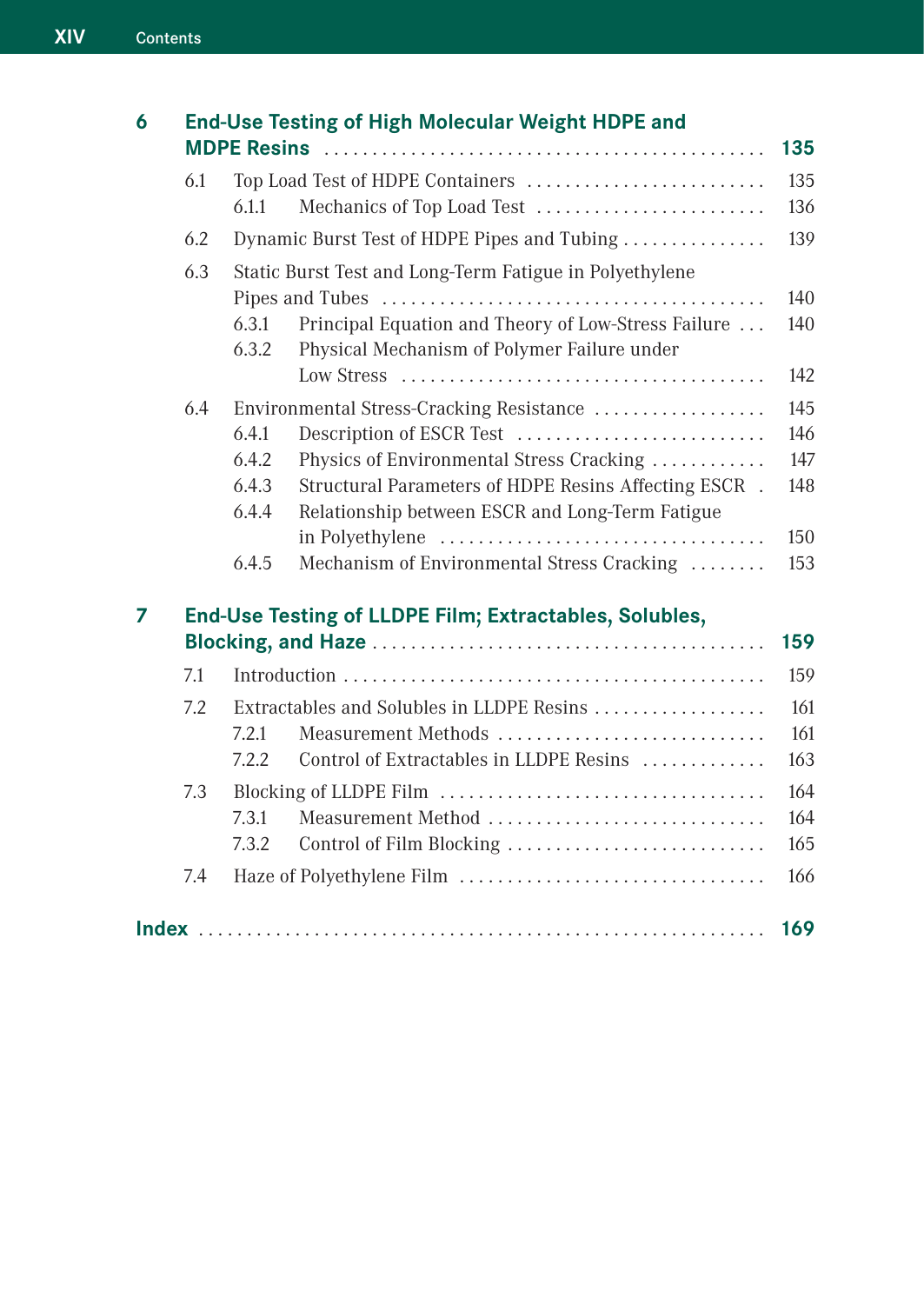**6 End-Use Testing of High Molecular Weight HDPE and MDPE Resins** ... 135

- 6.1 Top Load Test of HDPE Containers ... 135
  - 6.1.1 Mechanics of Top Load Test ... 136
- 6.2 Dynamic Burst Test of HDPE Pipes and Tubing ... 139
- 6.3 Static Burst Test and Long-Term Fatigue in Polyethylene Pipes and Tubes ... 140
  - 6.3.1 Principal Equation and Theory of Low-Stress Failure ... 140
  - 6.3.2 Physical Mechanism of Polymer Failure under Low Stress ... 142
- 6.4 Environmental Stress-Cracking Resistance ... 145
  - 6.4.1 Description of ESCR Test ... 146
  - 6.4.2 Physics of Environmental Stress Cracking ... 147
  - 6.4.3 Structural Parameters of HDPE Resins Affecting ESCR ... 148
  - 6.4.4 Relationship between ESCR and Long-Term Fatigue in Polyethylene ... 150
  - 6.4.5 Mechanism of Environmental Stress Cracking ... 153

**7 End-Use Testing of LLDPE Film; Extractables, Solubles, Blocking, and Haze** ... 159

- 7.1 Introduction ... 159
- 7.2 Extractables and Solubles in LLDPE Resins ... 161
  - 7.2.1 Measurement Methods ... 161
  - 7.2.2 Control of Extractables in LLDPE Resins ... 163
- 7.3 Blocking of LLDPE Film ... 164
  - 7.3.1 Measurement Method ... 164
  - 7.3.2 Control of Film Blocking ... 165
- 7.4 Haze of Polyethylene Film ... 166

**Index** ... 169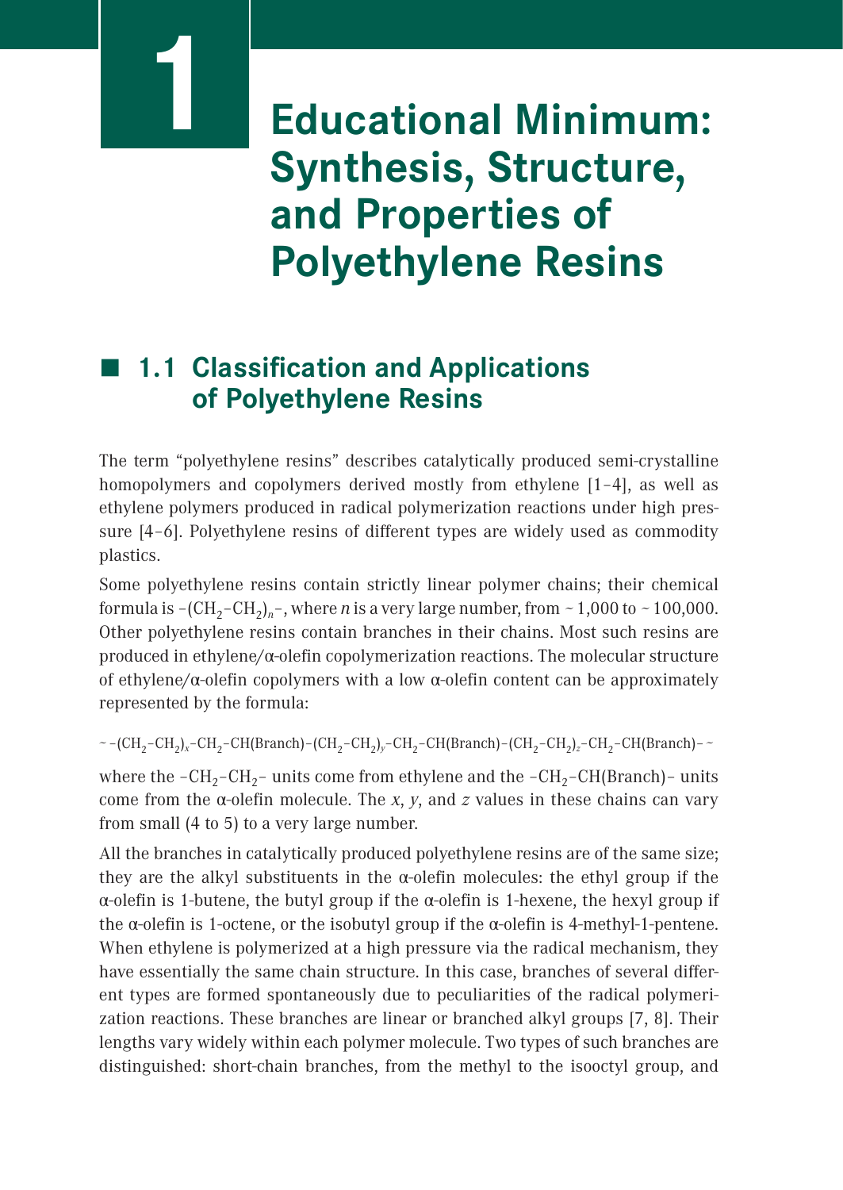# 1 Educational Minimum: Synthesis, Structure, and Properties of Polyethylene Resins

## 1.1 Classification and Applications of Polyethylene Resins

The term "polyethylene resins" describes catalytically produced semi-crystalline homopolymers and copolymers derived mostly from ethylene [1–4], as well as ethylene polymers produced in radical polymerization reactions under high pressure [4–6]. Polyethylene resins of different types are widely used as commodity plastics.

Some polyethylene resins contain strictly linear polymer chains; their chemical formula is $-(CH_2-CH_2)_n-$, where $n$ is a very large number, from ~ 1,000 to ~ 100,000. Other polyethylene resins contain branches in their chains. Most such resins are produced in ethylene/α-olefin copolymerization reactions. The molecular structure of ethylene/α-olefin copolymers with a low α-olefin content can be approximately represented by the formula:

$$\sim -(CH_2-CH_2)_x-CH_2-CH(\text{Branch})-(CH_2-CH_2)_y-CH_2-CH(\text{Branch})-(CH_2-CH_2)_z-CH_2-CH(\text{Branch})- \sim$$

where the $-CH_2-CH_2-$ units come from ethylene and the $-CH_2-CH(\text{Branch})-$ units come from the α-olefin molecule. The $x$, $y$, and $z$ values in these chains can vary from small (4 to 5) to a very large number.

All the branches in catalytically produced polyethylene resins are of the same size; they are the alkyl substituents in the α-olefin molecules: the ethyl group if the α-olefin is 1-butene, the butyl group if the α-olefin is 1-hexene, the hexyl group if the α-olefin is 1-octene, or the isobutyl group if the α-olefin is 4-methyl-1-pentene. When ethylene is polymerized at a high pressure via the radical mechanism, they have essentially the same chain structure. In this case, branches of several different types are formed spontaneously due to peculiarities of the radical polymerization reactions. These branches are linear or branched alkyl groups [7, 8]. Their lengths vary widely within each polymer molecule. Two types of such branches are distinguished: short-chain branches, from the methyl to the isooctyl group, and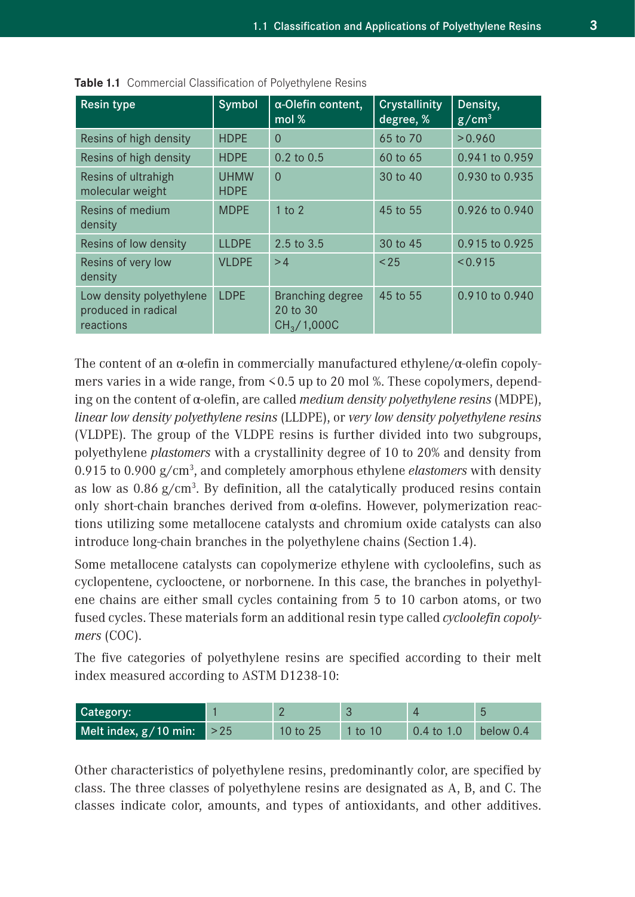**Table 1.1** Commercial Classification of Polyethylene Resins

| Resin type | Symbol | α-Olefin content, mol % | Crystallinity degree, % | Density, $g/cm^3$ |
|---|---|---|---|---|
| Resins of high density | HDPE | 0 | 65 to 70 | >0.960 |
| Resins of high density | HDPE | 0.2 to 0.5 | 60 to 65 | 0.941 to 0.959 |
| Resins of ultrahigh molecular weight | UHMW HDPE | 0 | 30 to 40 | 0.930 to 0.935 |
| Resins of medium density | MDPE | 1 to 2 | 45 to 55 | 0.926 to 0.940 |
| Resins of low density | LLDPE | 2.5 to 3.5 | 30 to 45 | 0.915 to 0.925 |
| Resins of very low density | VLDPE | >4 | <25 | <0.915 |
| Low density polyethylene produced in radical reactions | LDPE | Branching degree 20 to 30 $CH_3$/1,000C | 45 to 55 | 0.910 to 0.940 |

The content of an α-olefin in commercially manufactured ethylene/α-olefin copolymers varies in a wide range, from <0.5 up to 20 mol %. These copolymers, depending on the content of α-olefin, are called *medium density polyethylene resins* (MDPE), *linear low density polyethylene resins* (LLDPE), or *very low density polyethylene resins* (VLDPE). The group of the VLDPE resins is further divided into two subgroups, polyethylene *plastomers* with a crystallinity degree of 10 to 20% and density from 0.915 to 0.900 $g/cm^3$, and completely amorphous ethylene *elastomers* with density as low as 0.86 $g/cm^3$. By definition, all the catalytically produced resins contain only short-chain branches derived from α-olefins. However, polymerization reactions utilizing some metallocene catalysts and chromium oxide catalysts can also introduce long-chain branches in the polyethylene chains (Section 1.4).

Some metallocene catalysts can copolymerize ethylene with cycloolefins, such as cyclopentene, cyclooctene, or norbornene. In this case, the branches in polyethylene chains are either small cycles containing from 5 to 10 carbon atoms, or two fused cycles. These materials form an additional resin type called *cycloolefin copolymers* (COC).

The five categories of polyethylene resins are specified according to their melt index measured according to ASTM D1238-10:

| Category: | 1 | 2 | 3 | 4 | 5 |
|---|---|---|---|---|---|
| Melt index, g/10 min: | >25 | 10 to 25 | 1 to 10 | 0.4 to 1.0 | below 0.4 |

Other characteristics of polyethylene resins, predominantly color, are specified by class. The three classes of polyethylene resins are designated as A, B, and C. The classes indicate color, amounts, and types of antioxidants, and other additives.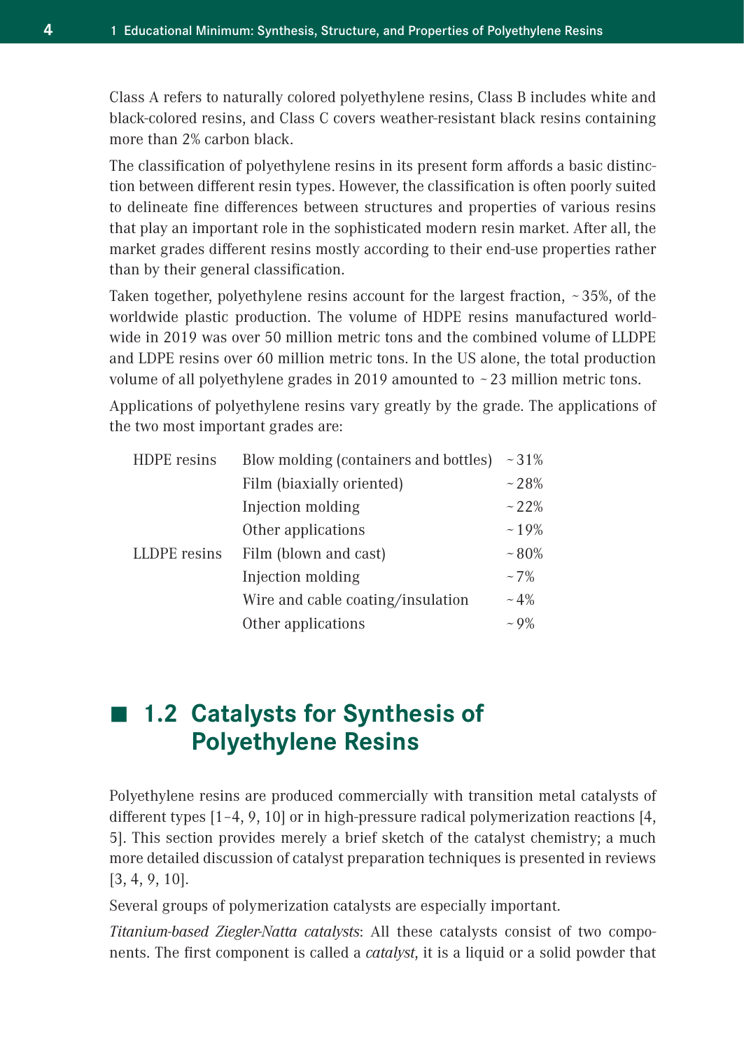Class A refers to naturally colored polyethylene resins, Class B includes white and black-colored resins, and Class C covers weather-resistant black resins containing more than 2% carbon black.

The classification of polyethylene resins in its present form affords a basic distinction between different resin types. However, the classification is often poorly suited to delineate fine differences between structures and properties of various resins that play an important role in the sophisticated modern resin market. After all, the market grades different resins mostly according to their end-use properties rather than by their general classification.

Taken together, polyethylene resins account for the largest fraction, ~35%, of the worldwide plastic production. The volume of HDPE resins manufactured worldwide in 2019 was over 50 million metric tons and the combined volume of LLDPE and LDPE resins over 60 million metric tons. In the US alone, the total production volume of all polyethylene grades in 2019 amounted to ~23 million metric tons.

Applications of polyethylene resins vary greatly by the grade. The applications of the two most important grades are:

| | | |
|---|---|---|
| HDPE resins | Blow molding (containers and bottles) | ~31% |
| | Film (biaxially oriented) | ~28% |
| | Injection molding | ~22% |
| | Other applications | ~19% |
| LLDPE resins | Film (blown and cast) | ~80% |
| | Injection molding | ~7% |
| | Wire and cable coating/insulation | ~4% |
| | Other applications | ~9% |

## 1.2 Catalysts for Synthesis of Polyethylene Resins

Polyethylene resins are produced commercially with transition metal catalysts of different types [1–4, 9, 10] or in high-pressure radical polymerization reactions [4, 5]. This section provides merely a brief sketch of the catalyst chemistry; a much more detailed discussion of catalyst preparation techniques is presented in reviews [3, 4, 9, 10].

Several groups of polymerization catalysts are especially important.

*Titanium-based Ziegler-Natta catalysts*: All these catalysts consist of two components. The first component is called a *catalyst*, it is a liquid or a solid powder that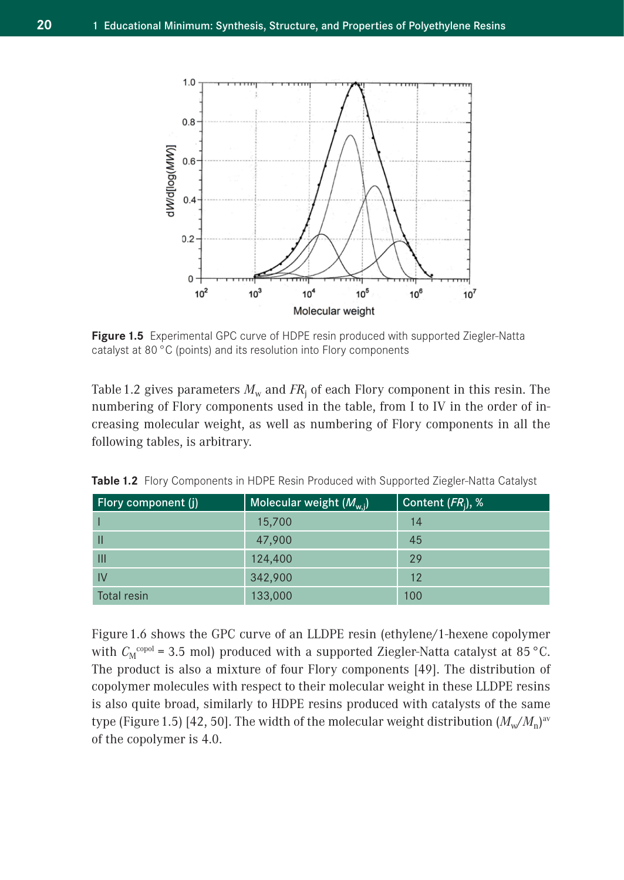**Figure 1.5** Experimental GPC curve of HDPE resin produced with supported Ziegler-Natta catalyst at 80 °C (points) and its resolution into Flory components

Table 1.2 gives parameters $M_w$ and $FR_j$ of each Flory component in this resin. The numbering of Flory components used in the table, from I to IV in the order of increasing molecular weight, as well as numbering of Flory components in all the following tables, is arbitrary.

**Table 1.2** Flory Components in HDPE Resin Produced with Supported Ziegler-Natta Catalyst

| Flory component (j) | Molecular weight ($M_{w,j}$) | Content ($FR_j$), % |
|---|---|---|
| I | 15,700 | 14 |
| II | 47,900 | 45 |
| III | 124,400 | 29 |
| IV | 342,900 | 12 |
| Total resin | 133,000 | 100 |

Figure 1.6 shows the GPC curve of an LLDPE resin (ethylene/1-hexene copolymer with $C_M^{copol}$ = 3.5 mol) produced with a supported Ziegler-Natta catalyst at 85 °C. The product is also a mixture of four Flory components [49]. The distribution of copolymer molecules with respect to their molecular weight in these LLDPE resins is also quite broad, similarly to HDPE resins produced with catalysts of the same type (Figure 1.5) [42, 50]. The width of the molecular weight distribution $(M_w/M_n)^{av}$ of the copolymer is 4.0.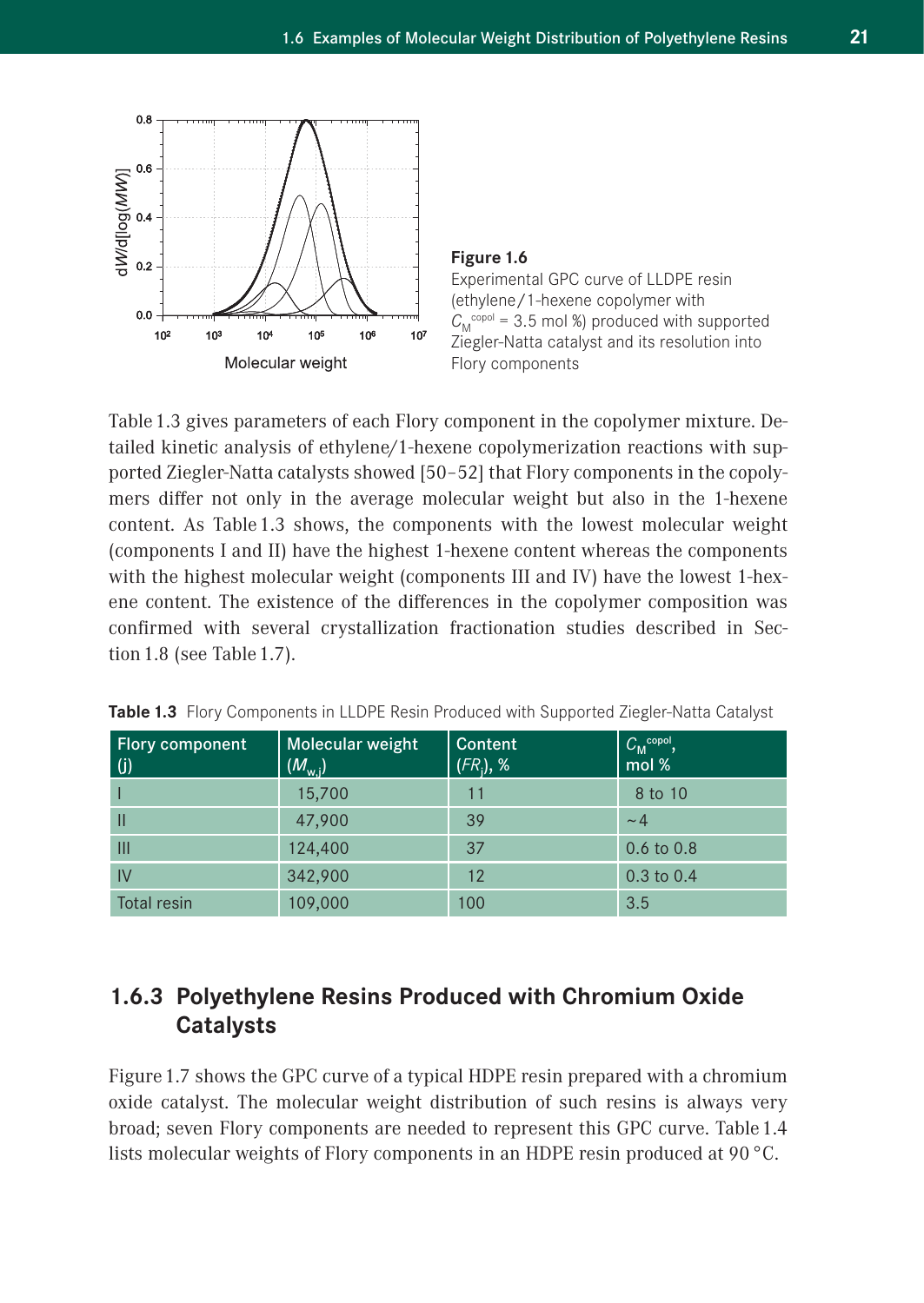**Figure 1.6**
Experimental GPC curve of LLDPE resin (ethylene/1-hexene copolymer with $C_M^{copol}$ = 3.5 mol %) produced with supported Ziegler-Natta catalyst and its resolution into Flory components

Table 1.3 gives parameters of each Flory component in the copolymer mixture. Detailed kinetic analysis of ethylene/1-hexene copolymerization reactions with supported Ziegler-Natta catalysts showed [50–52] that Flory components in the copolymers differ not only in the average molecular weight but also in the 1-hexene content. As Table 1.3 shows, the components with the lowest molecular weight (components I and II) have the highest 1-hexene content whereas the components with the highest molecular weight (components III and IV) have the lowest 1-hexene content. The existence of the differences in the copolymer composition was confirmed with several crystallization fractionation studies described in Section 1.8 (see Table 1.7).

**Table 1.3** Flory Components in LLDPE Resin Produced with Supported Ziegler-Natta Catalyst

| Flory component (j) | Molecular weight ($M_{w,j}$) | Content ($FR_j$), % | $C_M^{copol}$, mol % |
|---|---|---|---|
| I | 15,700 | 11 | 8 to 10 |
| II | 47,900 | 39 | ~4 |
| III | 124,400 | 37 | 0.6 to 0.8 |
| IV | 342,900 | 12 | 0.3 to 0.4 |
| Total resin | 109,000 | 100 | 3.5 |

## 1.6.3 Polyethylene Resins Produced with Chromium Oxide Catalysts

Figure 1.7 shows the GPC curve of a typical HDPE resin prepared with a chromium oxide catalyst. The molecular weight distribution of such resins is always very broad; seven Flory components are needed to represent this GPC curve. Table 1.4 lists molecular weights of Flory components in an HDPE resin produced at 90 °C.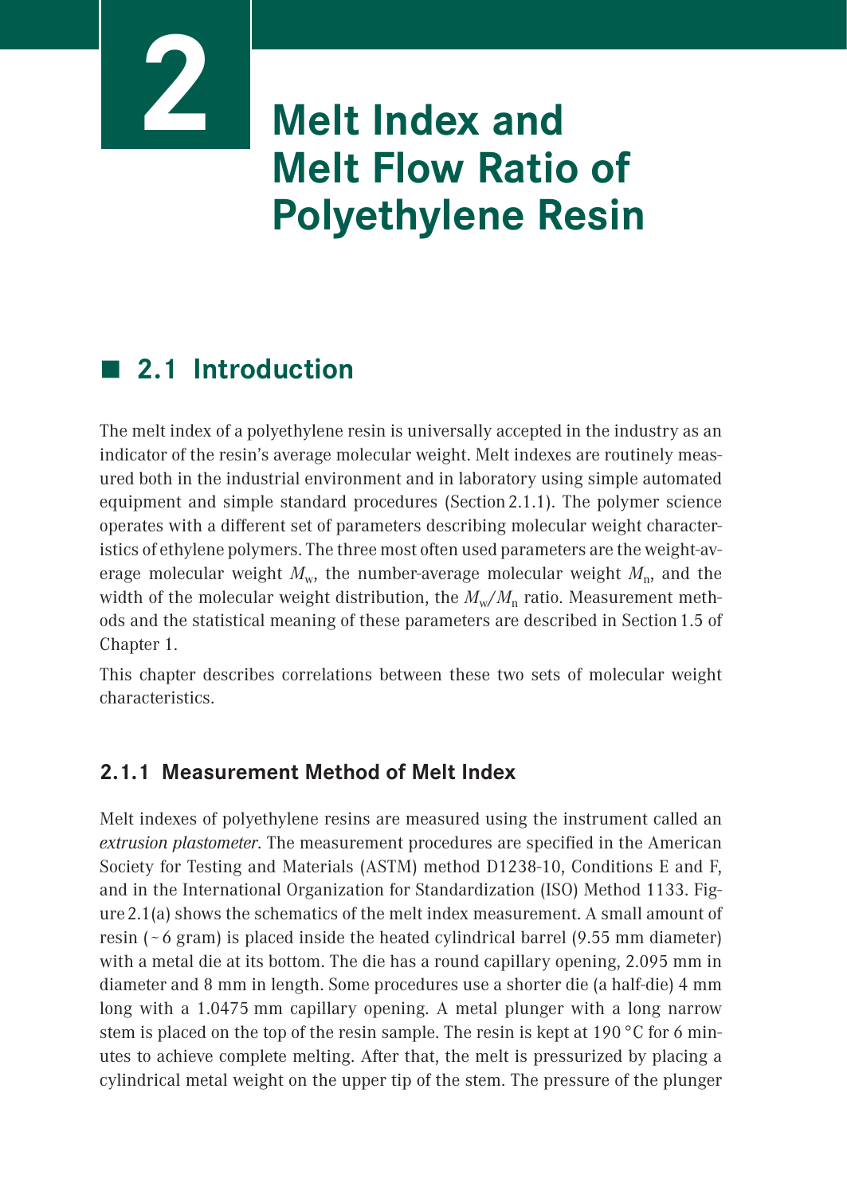# 2 Melt Index and Melt Flow Ratio of Polyethylene Resin

## 2.1 Introduction

The melt index of a polyethylene resin is universally accepted in the industry as an indicator of the resin's average molecular weight. Melt indexes are routinely measured both in the industrial environment and in laboratory using simple automated equipment and simple standard procedures (Section 2.1.1). The polymer science operates with a different set of parameters describing molecular weight characteristics of ethylene polymers. The three most often used parameters are the weight-average molecular weight $M_w$, the number-average molecular weight $M_n$, and the width of the molecular weight distribution, the $M_w/M_n$ ratio. Measurement methods and the statistical meaning of these parameters are described in Section 1.5 of Chapter 1.

This chapter describes correlations between these two sets of molecular weight characteristics.

### 2.1.1 Measurement Method of Melt Index

Melt indexes of polyethylene resins are measured using the instrument called an *extrusion plastometer*. The measurement procedures are specified in the American Society for Testing and Materials (ASTM) method D1238-10, Conditions E and F, and in the International Organization for Standardization (ISO) Method 1133. Figure 2.1(a) shows the schematics of the melt index measurement. A small amount of resin (~ 6 gram) is placed inside the heated cylindrical barrel (9.55 mm diameter) with a metal die at its bottom. The die has a round capillary opening, 2.095 mm in diameter and 8 mm in length. Some procedures use a shorter die (a half-die) 4 mm long with a 1.0475 mm capillary opening. A metal plunger with a long narrow stem is placed on the top of the resin sample. The resin is kept at 190 °C for 6 minutes to achieve complete melting. After that, the melt is pressurized by placing a cylindrical metal weight on the upper tip of the stem. The pressure of the plunger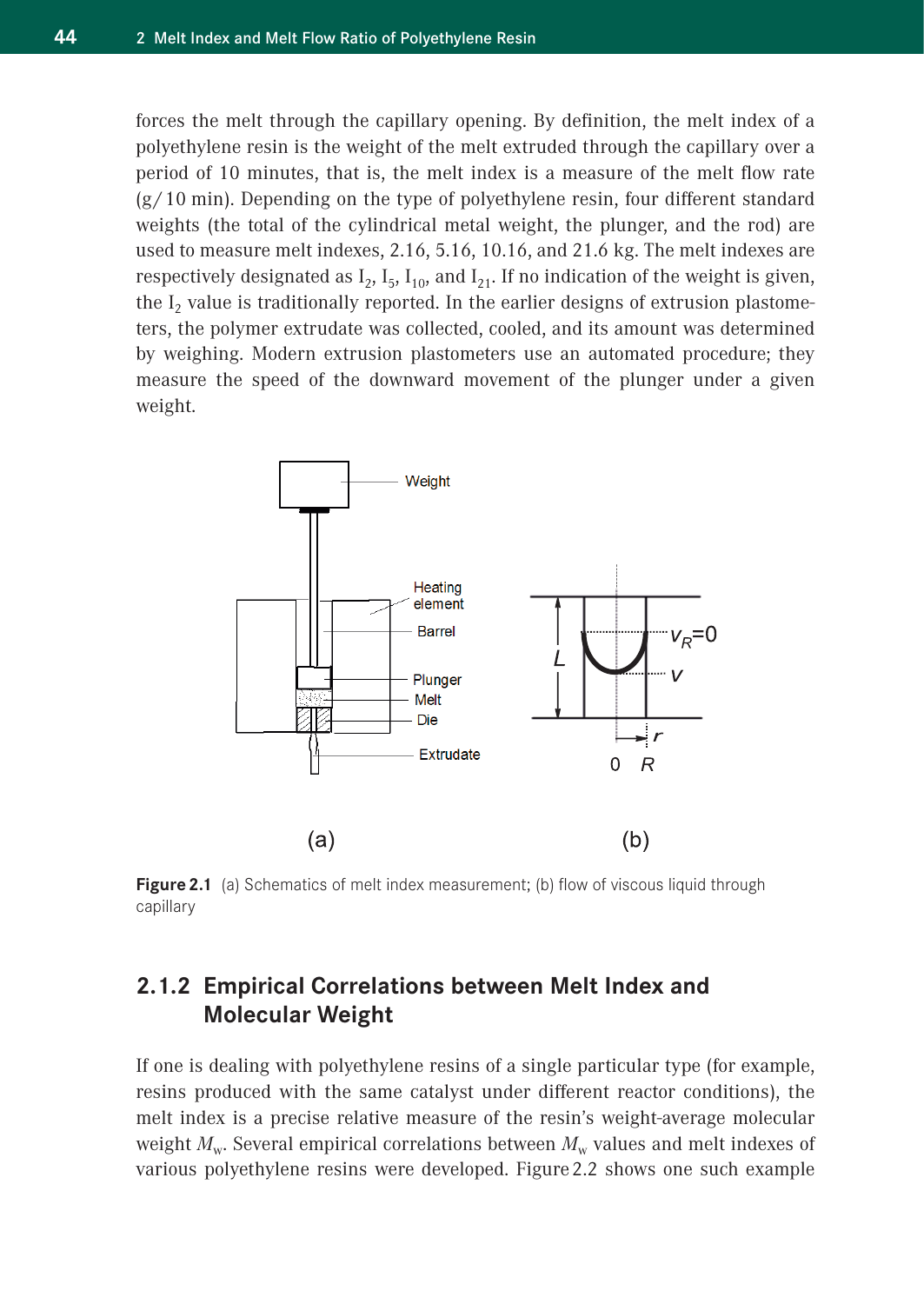forces the melt through the capillary opening. By definition, the melt index of a polyethylene resin is the weight of the melt extruded through the capillary over a period of 10 minutes, that is, the melt index is a measure of the melt flow rate (g/10 min). Depending on the type of polyethylene resin, four different standard weights (the total of the cylindrical metal weight, the plunger, and the rod) are used to measure melt indexes, 2.16, 5.16, 10.16, and 21.6 kg. The melt indexes are respectively designated as $I_2$, $I_5$, $I_{10}$, and $I_{21}$. If no indication of the weight is given, the $I_2$ value is traditionally reported. In the earlier designs of extrusion plastometers, the polymer extrudate was collected, cooled, and its amount was determined by weighing. Modern extrusion plastometers use an automated procedure; they measure the speed of the downward movement of the plunger under a given weight.

**Figure 2.1** (a) Schematics of melt index measurement; (b) flow of viscous liquid through capillary

## 2.1.2 Empirical Correlations between Melt Index and Molecular Weight

If one is dealing with polyethylene resins of a single particular type (for example, resins produced with the same catalyst under different reactor conditions), the melt index is a precise relative measure of the resin's weight-average molecular weight $M_w$. Several empirical correlations between $M_w$ values and melt indexes of various polyethylene resins were developed. Figure 2.2 shows one such example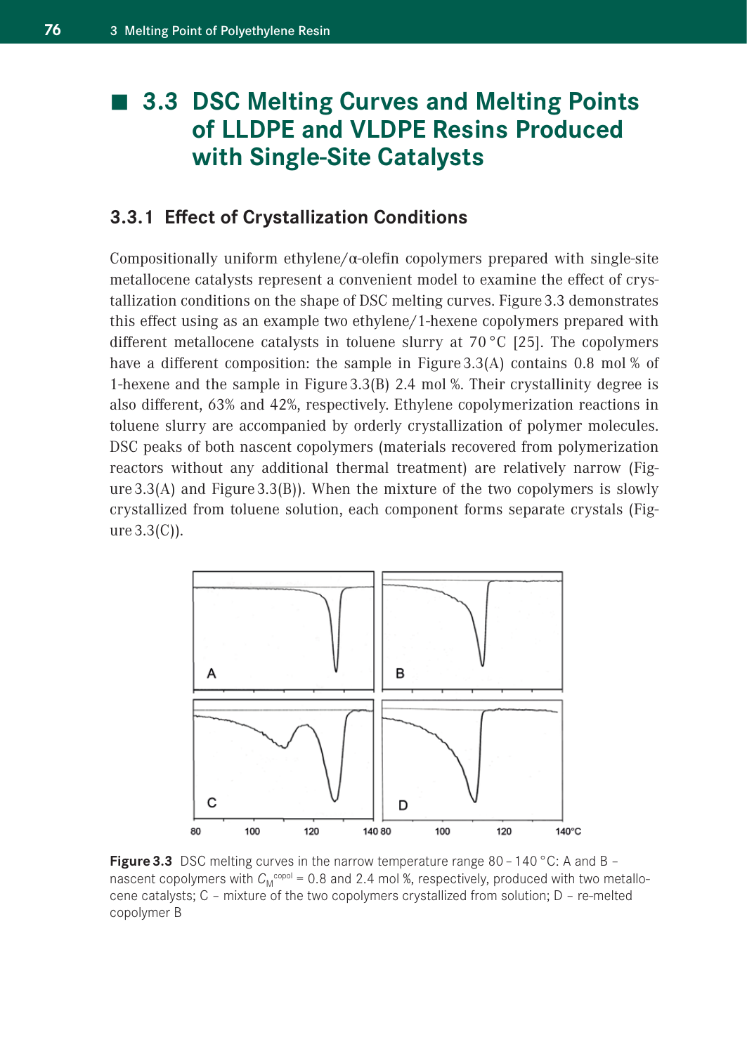## 3.3 DSC Melting Curves and Melting Points of LLDPE and VLDPE Resins Produced with Single-Site Catalysts

### 3.3.1 Effect of Crystallization Conditions

Compositionally uniform ethylene/α-olefin copolymers prepared with single-site metallocene catalysts represent a convenient model to examine the effect of crystallization conditions on the shape of DSC melting curves. Figure 3.3 demonstrates this effect using as an example two ethylene/1-hexene copolymers prepared with different metallocene catalysts in toluene slurry at 70 °C [25]. The copolymers have a different composition: the sample in Figure 3.3(A) contains 0.8 mol % of 1-hexene and the sample in Figure 3.3(B) 2.4 mol %. Their crystallinity degree is also different, 63% and 42%, respectively. Ethylene copolymerization reactions in toluene slurry are accompanied by orderly crystallization of polymer molecules. DSC peaks of both nascent copolymers (materials recovered from polymerization reactors without any additional thermal treatment) are relatively narrow (Figure 3.3(A) and Figure 3.3(B)). When the mixture of the two copolymers is slowly crystallized from toluene solution, each component forms separate crystals (Figure 3.3(C)).

**Figure 3.3** DSC melting curves in the narrow temperature range 80 – 140 °C: A and B – nascent copolymers with $C_M^{copol}$ = 0.8 and 2.4 mol %, respectively, produced with two metallocene catalysts; C – mixture of the two copolymers crystallized from solution; D – re-melted copolymer B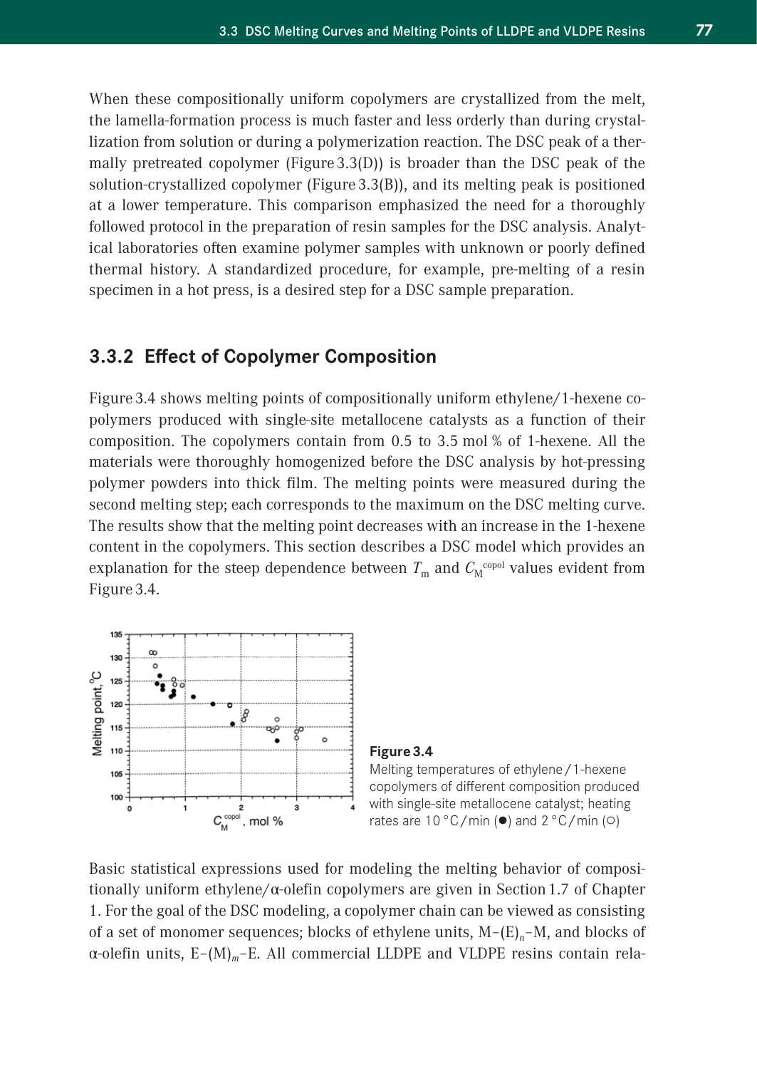When these compositionally uniform copolymers are crystallized from the melt, the lamella-formation process is much faster and less orderly than during crystallization from solution or during a polymerization reaction. The DSC peak of a thermally pretreated copolymer (Figure 3.3(D)) is broader than the DSC peak of the solution-crystallized copolymer (Figure 3.3(B)), and its melting peak is positioned at a lower temperature. This comparison emphasized the need for a thoroughly followed protocol in the preparation of resin samples for the DSC analysis. Analytical laboratories often examine polymer samples with unknown or poorly defined thermal history. A standardized procedure, for example, pre-melting of a resin specimen in a hot press, is a desired step for a DSC sample preparation.

### 3.3.2 Effect of Copolymer Composition

Figure 3.4 shows melting points of compositionally uniform ethylene/1-hexene copolymers produced with single-site metallocene catalysts as a function of their composition. The copolymers contain from 0.5 to 3.5 mol % of 1-hexene. All the materials were thoroughly homogenized before the DSC analysis by hot-pressing polymer powders into thick film. The melting points were measured during the second melting step; each corresponds to the maximum on the DSC melting curve. The results show that the melting point decreases with an increase in the 1-hexene content in the copolymers. This section describes a DSC model which provides an explanation for the steep dependence between $T_m$ and $C_M^{copol}$ values evident from Figure 3.4.

**Figure 3.4**
Melting temperatures of ethylene / 1-hexene copolymers of different composition produced with single-site metallocene catalyst; heating rates are 10 °C / min (●) and 2 °C / min (○)

Basic statistical expressions used for modeling the melting behavior of compositionally uniform ethylene/α-olefin copolymers are given in Section 1.7 of Chapter 1. For the goal of the DSC modeling, a copolymer chain can be viewed as consisting of a set of monomer sequences; blocks of ethylene units, M–$(E)_n$–M, and blocks of α-olefin units, E–$(M)_m$–E. All commercial LLDPE and VLDPE resins contain rela-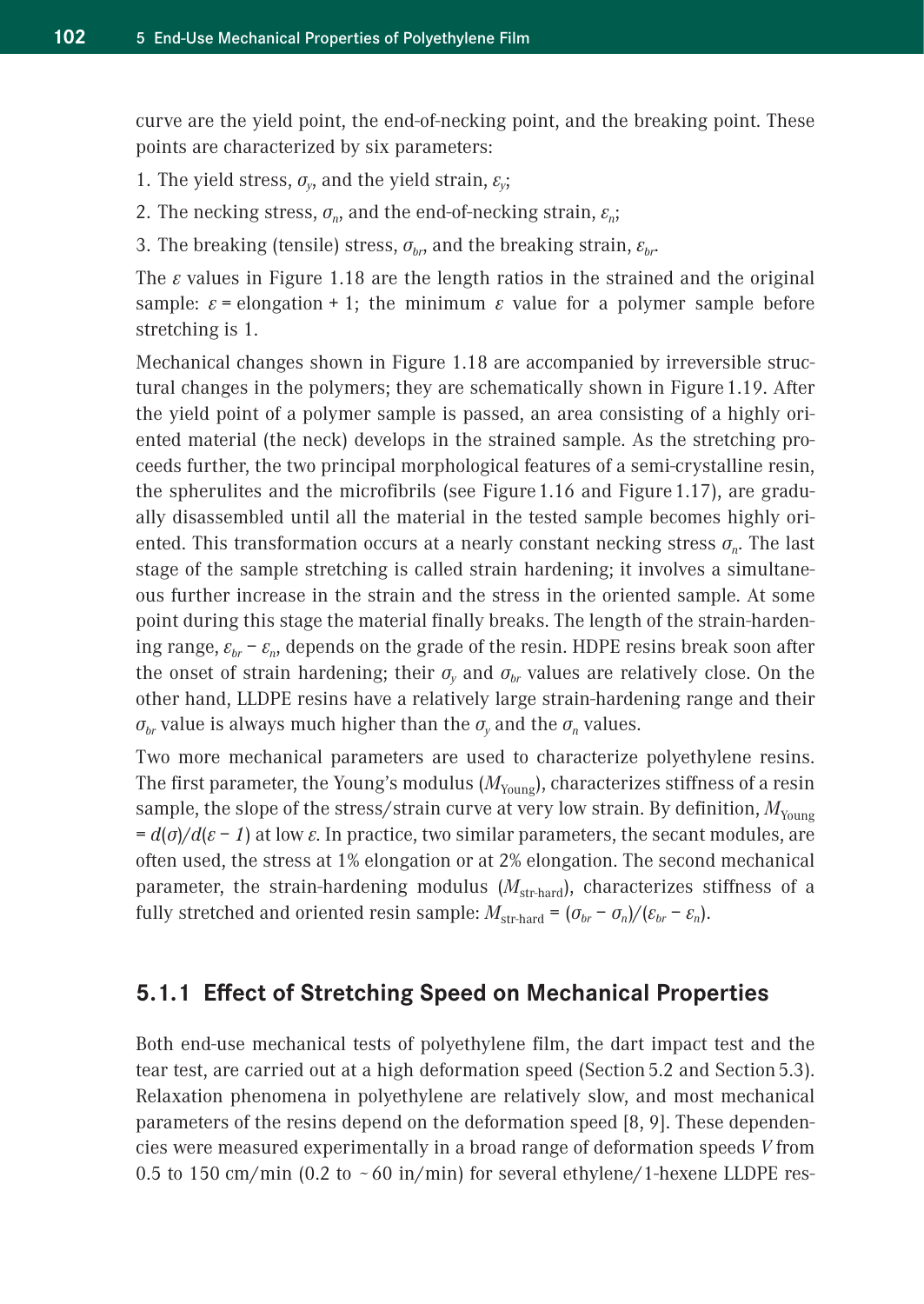curve are the yield point, the end-of-necking point, and the breaking point. These points are characterized by six parameters:

1. The yield stress, $\sigma_y$, and the yield strain, $\varepsilon_y$;
2. The necking stress, $\sigma_n$, and the end-of-necking strain, $\varepsilon_n$;
3. The breaking (tensile) stress, $\sigma_{br}$, and the breaking strain, $\varepsilon_{br}$.

The $\varepsilon$ values in Figure 1.18 are the length ratios in the strained and the original sample: $\varepsilon$ = elongation + 1; the minimum $\varepsilon$ value for a polymer sample before stretching is 1.

Mechanical changes shown in Figure 1.18 are accompanied by irreversible structural changes in the polymers; they are schematically shown in Figure 1.19. After the yield point of a polymer sample is passed, an area consisting of a highly oriented material (the neck) develops in the strained sample. As the stretching proceeds further, the two principal morphological features of a semi-crystalline resin, the spherulites and the microfibrils (see Figure 1.16 and Figure 1.17), are gradually disassembled until all the material in the tested sample becomes highly oriented. This transformation occurs at a nearly constant necking stress $\sigma_n$. The last stage of the sample stretching is called strain hardening; it involves a simultaneous further increase in the strain and the stress in the oriented sample. At some point during this stage the material finally breaks. The length of the strain-hardening range, $\varepsilon_{br} - \varepsilon_n$, depends on the grade of the resin. HDPE resins break soon after the onset of strain hardening; their $\sigma_y$ and $\sigma_{br}$ values are relatively close. On the other hand, LLDPE resins have a relatively large strain-hardening range and their $\sigma_{br}$ value is always much higher than the $\sigma_y$ and the $\sigma_n$ values.

Two more mechanical parameters are used to characterize polyethylene resins. The first parameter, the Young's modulus ($M_{\text{Young}}$), characterizes stiffness of a resin sample, the slope of the stress/strain curve at very low strain. By definition, $M_{\text{Young}} = d(\sigma)/d(\varepsilon - 1)$ at low $\varepsilon$. In practice, two similar parameters, the secant modules, are often used, the stress at 1% elongation or at 2% elongation. The second mechanical parameter, the strain-hardening modulus ($M_{\text{str-hard}}$), characterizes stiffness of a fully stretched and oriented resin sample: $M_{\text{str-hard}} = (\sigma_{br} - \sigma_n)/(\varepsilon_{br} - \varepsilon_n)$.

## 5.1.1 Effect of Stretching Speed on Mechanical Properties

Both end-use mechanical tests of polyethylene film, the dart impact test and the tear test, are carried out at a high deformation speed (Section 5.2 and Section 5.3). Relaxation phenomena in polyethylene are relatively slow, and most mechanical parameters of the resins depend on the deformation speed [8, 9]. These dependencies were measured experimentally in a broad range of deformation speeds $V$ from 0.5 to 150 cm/min (0.2 to ~60 in/min) for several ethylene/1-hexene LLDPE res-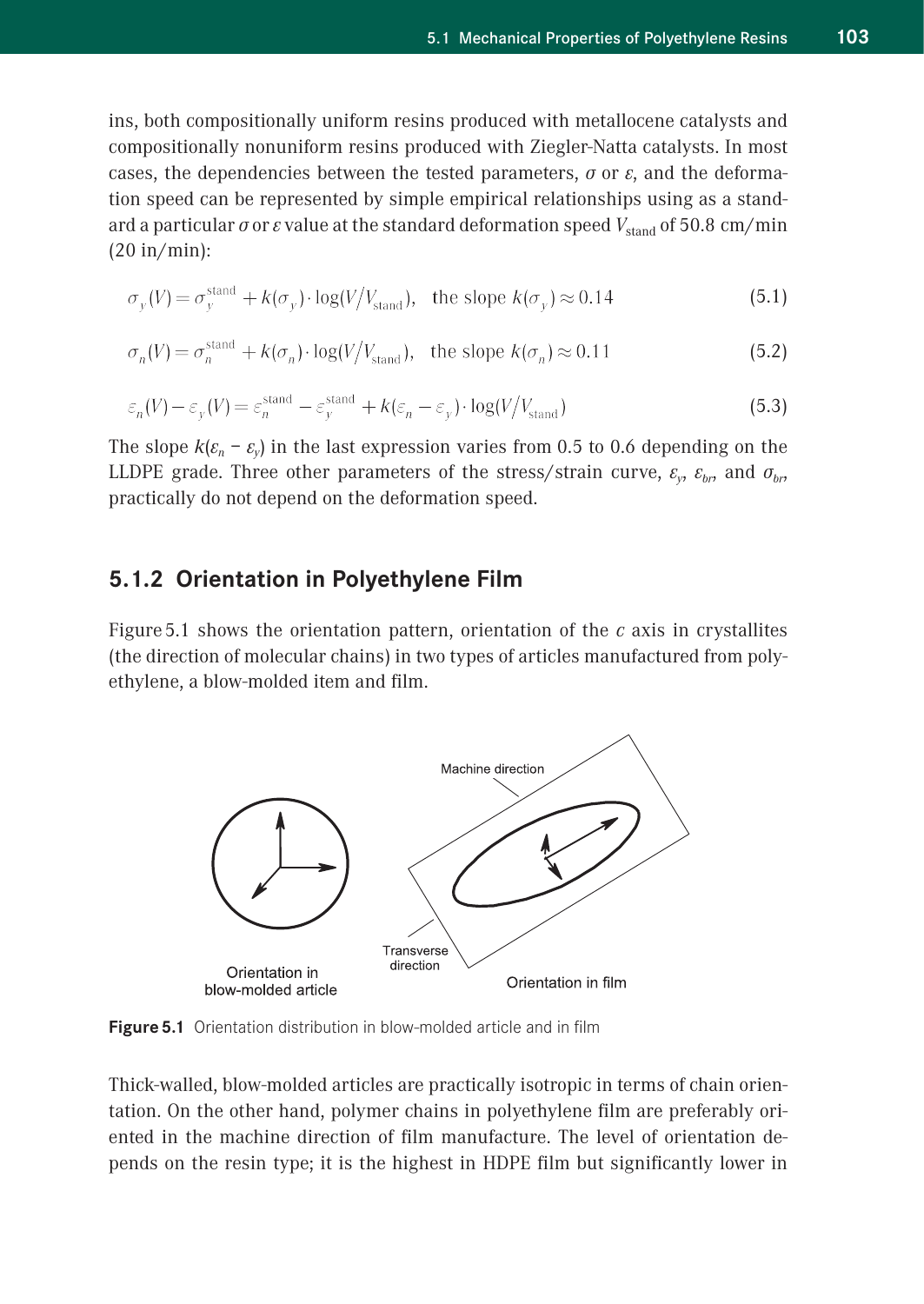ins, both compositionally uniform resins produced with metallocene catalysts and compositionally nonuniform resins produced with Ziegler-Natta catalysts. In most cases, the dependencies between the tested parameters, $\sigma$ or $\varepsilon$, and the deformation speed can be represented by simple empirical relationships using as a standard a particular $\sigma$ or $\varepsilon$ value at the standard deformation speed $V_{\text{stand}}$ of 50.8 cm/min (20 in/min):

$$\sigma_y(V) = \sigma_y^{\text{stand}} + k(\sigma_y) \cdot \log(V/V_{\text{stand}}), \quad \text{the slope } k(\sigma_y) \approx 0.14 \tag{5.1}$$

$$\sigma_n(V) = \sigma_n^{\text{stand}} + k(\sigma_n) \cdot \log(V/V_{\text{stand}}), \quad \text{the slope } k(\sigma_n) \approx 0.11 \tag{5.2}$$

$$\varepsilon_n(V) - \varepsilon_y(V) = \varepsilon_n^{\text{stand}} - \varepsilon_y^{\text{stand}} + k(\varepsilon_n - \varepsilon_y) \cdot \log(V/V_{\text{stand}}) \tag{5.3}$$

The slope $k(\varepsilon_n - \varepsilon_y)$ in the last expression varies from 0.5 to 0.6 depending on the LLDPE grade. Three other parameters of the stress/strain curve, $\varepsilon_y$, $\varepsilon_{br}$, and $\sigma_{br}$, practically do not depend on the deformation speed.

### 5.1.2 Orientation in Polyethylene Film

Figure 5.1 shows the orientation pattern, orientation of the $c$ axis in crystallites (the direction of molecular chains) in two types of articles manufactured from polyethylene, a blow-molded item and film.

**Figure 5.1** Orientation distribution in blow-molded article and in film

Thick-walled, blow-molded articles are practically isotropic in terms of chain orientation. On the other hand, polymer chains in polyethylene film are preferably oriented in the machine direction of film manufacture. The level of orientation depends on the resin type; it is the highest in HDPE film but significantly lower in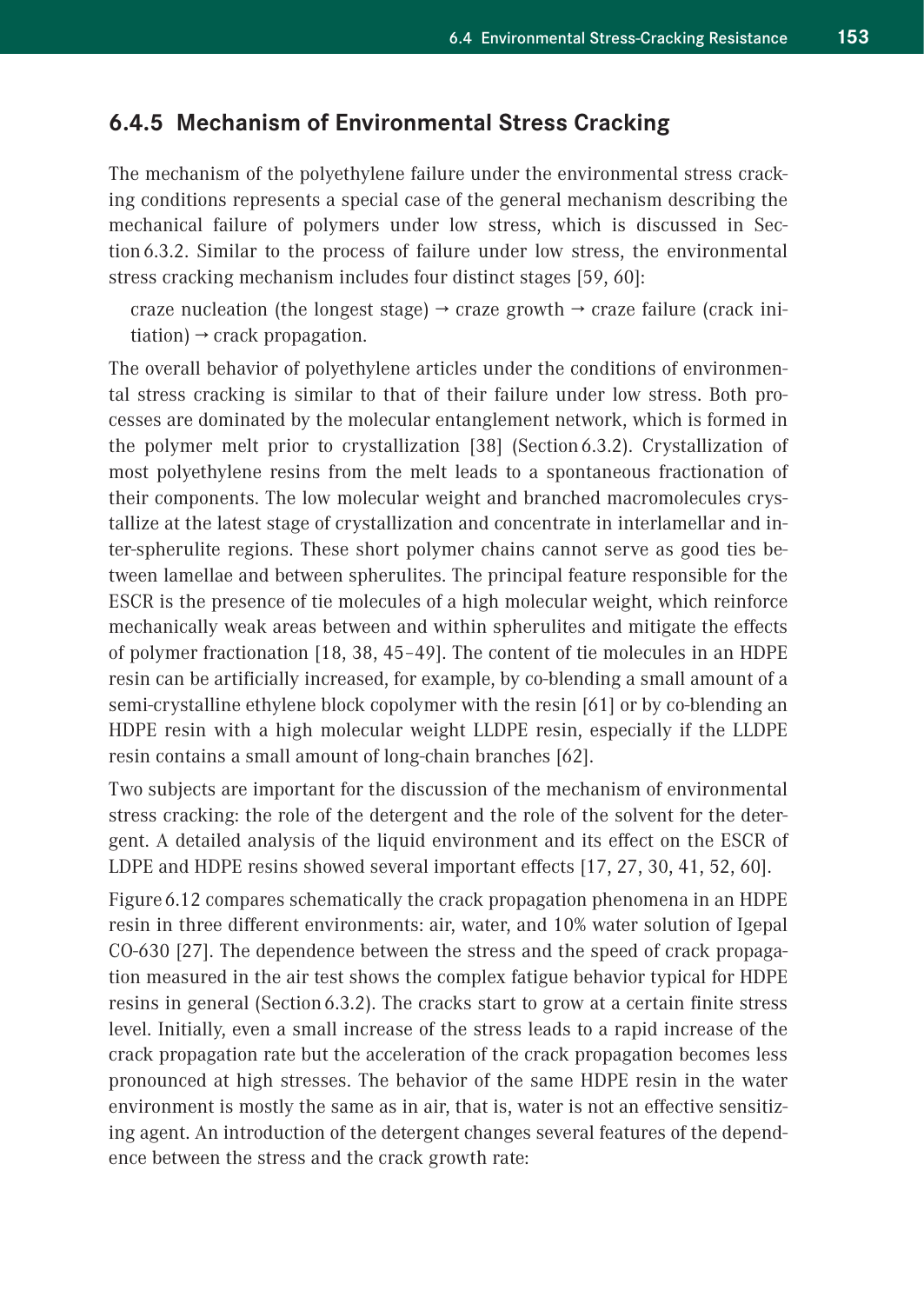### 6.4.5 Mechanism of Environmental Stress Cracking

The mechanism of the polyethylene failure under the environmental stress cracking conditions represents a special case of the general mechanism describing the mechanical failure of polymers under low stress, which is discussed in Section 6.3.2. Similar to the process of failure under low stress, the environmental stress cracking mechanism includes four distinct stages [59, 60]:

craze nucleation (the longest stage) → craze growth → craze failure (crack initiation) → crack propagation.

The overall behavior of polyethylene articles under the conditions of environmental stress cracking is similar to that of their failure under low stress. Both processes are dominated by the molecular entanglement network, which is formed in the polymer melt prior to crystallization [38] (Section 6.3.2). Crystallization of most polyethylene resins from the melt leads to a spontaneous fractionation of their components. The low molecular weight and branched macromolecules crystallize at the latest stage of crystallization and concentrate in interlamellar and inter-spherulite regions. These short polymer chains cannot serve as good ties between lamellae and between spherulites. The principal feature responsible for the ESCR is the presence of tie molecules of a high molecular weight, which reinforce mechanically weak areas between and within spherulites and mitigate the effects of polymer fractionation [18, 38, 45–49]. The content of tie molecules in an HDPE resin can be artificially increased, for example, by co-blending a small amount of a semi-crystalline ethylene block copolymer with the resin [61] or by co-blending an HDPE resin with a high molecular weight LLDPE resin, especially if the LLDPE resin contains a small amount of long-chain branches [62].

Two subjects are important for the discussion of the mechanism of environmental stress cracking: the role of the detergent and the role of the solvent for the detergent. A detailed analysis of the liquid environment and its effect on the ESCR of LDPE and HDPE resins showed several important effects [17, 27, 30, 41, 52, 60].

Figure 6.12 compares schematically the crack propagation phenomena in an HDPE resin in three different environments: air, water, and 10% water solution of Igepal CO-630 [27]. The dependence between the stress and the speed of crack propagation measured in the air test shows the complex fatigue behavior typical for HDPE resins in general (Section 6.3.2). The cracks start to grow at a certain finite stress level. Initially, even a small increase of the stress leads to a rapid increase of the crack propagation rate but the acceleration of the crack propagation becomes less pronounced at high stresses. The behavior of the same HDPE resin in the water environment is mostly the same as in air, that is, water is not an effective sensitizing agent. An introduction of the detergent changes several features of the dependence between the stress and the crack growth rate: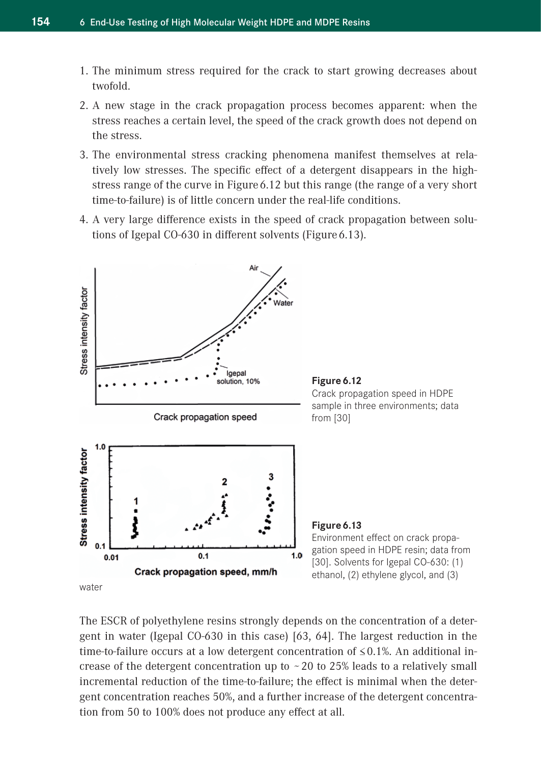1. The minimum stress required for the crack to start growing decreases about twofold.
2. A new stage in the crack propagation process becomes apparent: when the stress reaches a certain level, the speed of the crack growth does not depend on the stress.
3. The environmental stress cracking phenomena manifest themselves at relatively low stresses. The specific effect of a detergent disappears in the high-stress range of the curve in Figure 6.12 but this range (the range of a very short time-to-failure) is of little concern under the real-life conditions.
4. A very large difference exists in the speed of crack propagation between solutions of Igepal CO-630 in different solvents (Figure 6.13).

**Figure 6.12**
Crack propagation speed in HDPE sample in three environments; data from [30]

**Figure 6.13**
Environment effect on crack propagation speed in HDPE resin; data from [30]. Solvents for Igepal CO-630: (1) ethanol, (2) ethylene glycol, and (3) water

The ESCR of polyethylene resins strongly depends on the concentration of a detergent in water (Igepal CO-630 in this case) [63, 64]. The largest reduction in the time-to-failure occurs at a low detergent concentration of ≤ 0.1%. An additional increase of the detergent concentration up to ~ 20 to 25% leads to a relatively small incremental reduction of the time-to-failure; the effect is minimal when the detergent concentration reaches 50%, and a further increase of the detergent concentration from 50 to 100% does not produce any effect at all.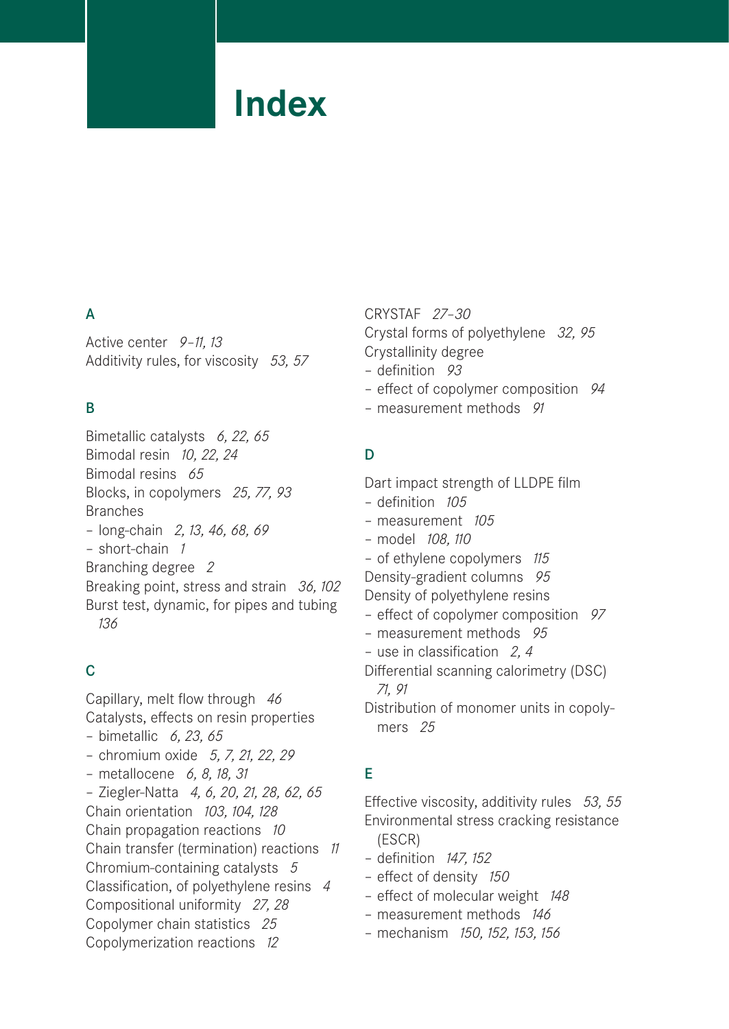# Index

## A

Active center *9–11, 13*
Additivity rules, for viscosity *53, 57*

## B

Bimetallic catalysts *6, 22, 65*
Bimodal resin *10, 22, 24*
Bimodal resins *65*
Blocks, in copolymers *25, 77, 93*
Branches
– long-chain *2, 13, 46, 68, 69*
– short-chain *1*
Branching degree *2*
Breaking point, stress and strain *36, 102*
Burst test, dynamic, for pipes and tubing *136*

## C

Capillary, melt flow through *46*
Catalysts, effects on resin properties
– bimetallic *6, 23, 65*
– chromium oxide *5, 7, 21, 22, 29*
– metallocene *6, 8, 18, 31*
– Ziegler-Natta *4, 6, 20, 21, 28, 62, 65*
Chain orientation *103, 104, 128*
Chain propagation reactions *10*
Chain transfer (termination) reactions *11*
Chromium-containing catalysts *5*
Classification, of polyethylene resins *4*
Compositional uniformity *27, 28*
Copolymer chain statistics *25*
Copolymerization reactions *12*
CRYSTAF *27–30*
Crystal forms of polyethylene *32, 95*
Crystallinity degree
– definition *93*
– effect of copolymer composition *94*
– measurement methods *91*

## D

Dart impact strength of LLDPE film
– definition *105*
– measurement *105*
– model *108, 110*
– of ethylene copolymers *115*
Density-gradient columns *95*
Density of polyethylene resins
– effect of copolymer composition *97*
– measurement methods *95*
– use in classification *2, 4*
Differential scanning calorimetry (DSC) *71, 91*
Distribution of monomer units in copolymers *25*

## E

Effective viscosity, additivity rules *53, 55*
Environmental stress cracking resistance (ESCR)
– definition *147, 152*
– effect of density *150*
– effect of molecular weight *148*
– measurement methods *146*
– mechanism *150, 152, 153, 156*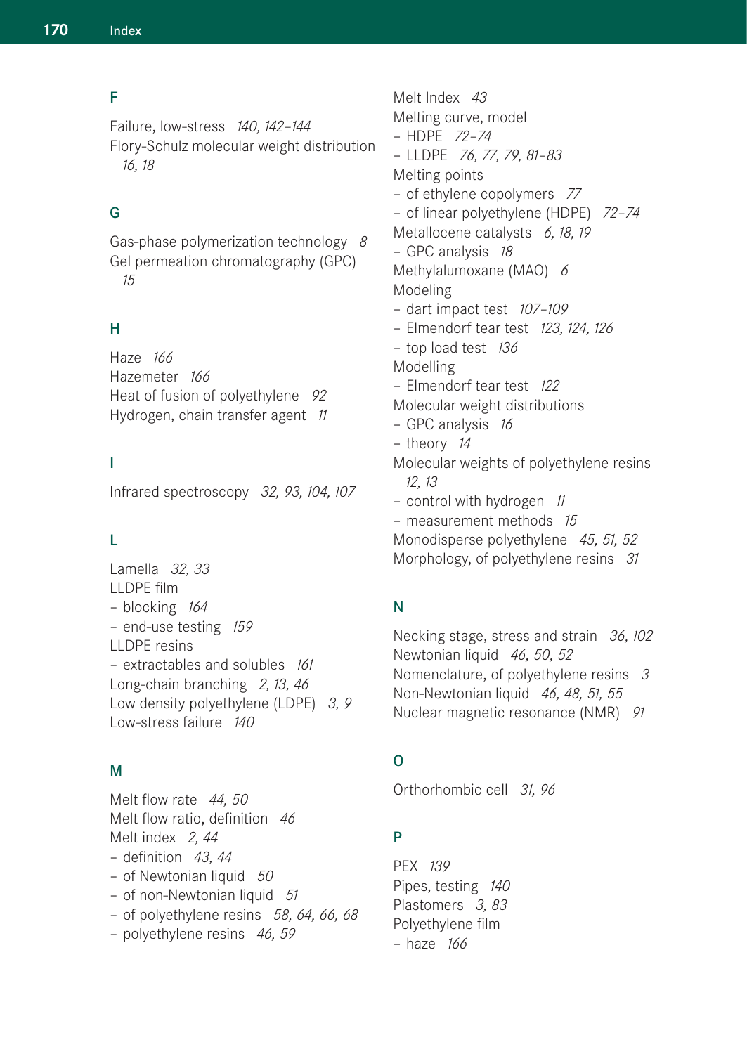## F

Failure, low-stress *140, 142–144*
Flory-Schulz molecular weight distribution *16, 18*

## G

Gas-phase polymerization technology *8*
Gel permeation chromatography (GPC) *15*

## H

Haze *166*
Hazemeter *166*
Heat of fusion of polyethylene *92*
Hydrogen, chain transfer agent *11*

## I

Infrared spectroscopy *32, 93, 104, 107*

## L

Lamella *32, 33*
LLDPE film
– blocking *164*
– end-use testing *159*
LLDPE resins
– extractables and solubles *161*
Long-chain branching *2, 13, 46*
Low density polyethylene (LDPE) *3, 9*
Low-stress failure *140*

## M

Melt flow rate *44, 50*
Melt flow ratio, definition *46*
Melt index *2, 44*
– definition *43, 44*
– of Newtonian liquid *50*
– of non-Newtonian liquid *51*
– of polyethylene resins *58, 64, 66, 68*
– polyethylene resins *46, 59*
Melt Index *43*
Melting curve, model
– HDPE *72–74*
– LLDPE *76, 77, 79, 81–83*
Melting points
– of ethylene copolymers *77*
– of linear polyethylene (HDPE) *72–74*
Metallocene catalysts *6, 18, 19*
– GPC analysis *18*
Methylalumoxane (MAO) *6*
Modeling
– dart impact test *107–109*
– Elmendorf tear test *123, 124, 126*
– top load test *136*
Modelling
– Elmendorf tear test *122*
Molecular weight distributions
– GPC analysis *16*
– theory *14*
Molecular weights of polyethylene resins *12, 13*
– control with hydrogen *11*
– measurement methods *15*
Monodisperse polyethylene *45, 51, 52*
Morphology, of polyethylene resins *31*

## N

Necking stage, stress and strain *36, 102*
Newtonian liquid *46, 50, 52*
Nomenclature, of polyethylene resins *3*
Non-Newtonian liquid *46, 48, 51, 55*
Nuclear magnetic resonance (NMR) *91*

## O

Orthorhombic cell *31, 96*

## P

PEX *139*
Pipes, testing *140*
Plastomers *3, 83*
Polyethylene film
– haze *166*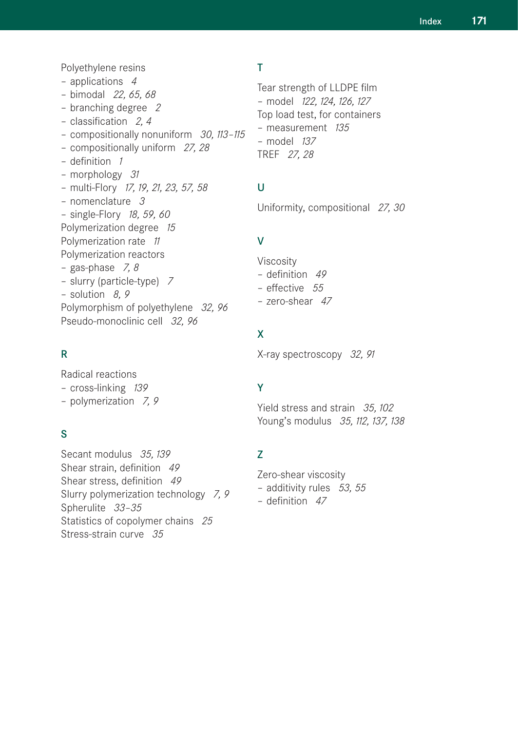Polyethylene resins
- applications *4*
- bimodal *22, 65, 68*
- branching degree *2*
- classification *2, 4*
- compositionally nonuniform *30, 113–115*
- compositionally uniform *27, 28*
- definition *1*
- morphology *31*
- multi-Flory *17, 19, 21, 23, 57, 58*
- nomenclature *3*
- single-Flory *18, 59, 60*

Polymerization degree *15*
Polymerization rate *11*
Polymerization reactors
- gas-phase *7, 8*
- slurry (particle-type) *7*
- solution *8, 9*

Polymorphism of polyethylene *32, 96*
Pseudo-monoclinic cell *32, 96*

## R

Radical reactions
- cross-linking *139*
- polymerization *7, 9*

## S

Secant modulus *35, 139*
Shear strain, definition *49*
Shear stress, definition *49*
Slurry polymerization technology *7, 9*
Spherulite *33–35*
Statistics of copolymer chains *25*
Stress-strain curve *35*

## T

Tear strength of LLDPE film
- model *122, 124, 126, 127*

Top load test, for containers
- measurement *135*
- model *137*

TREF *27, 28*

## U

Uniformity, compositional *27, 30*

## V

Viscosity
- definition *49*
- effective *55*
- zero-shear *47*

## X

X-ray spectroscopy *32, 91*

## Y

Yield stress and strain *35, 102*
Young's modulus *35, 112, 137, 138*

## Z

Zero-shear viscosity
- additivity rules *53, 55*
- definition *47*